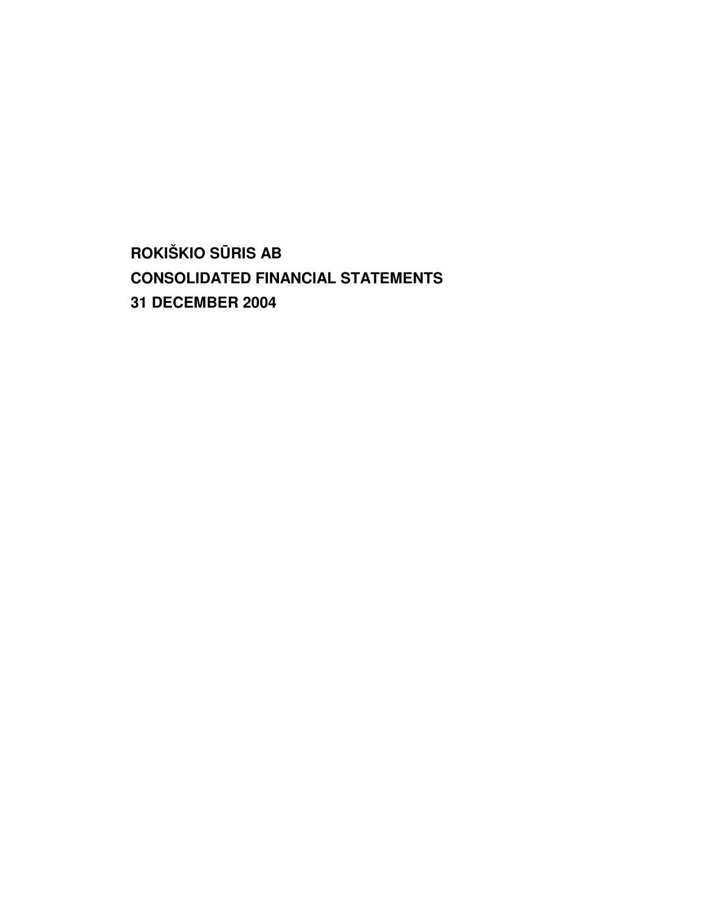# ROKIŠKIO SŪRIS AB

# CONSOLIDATED FINANCIAL STATEMENTS

# 31 DECEMBER 2004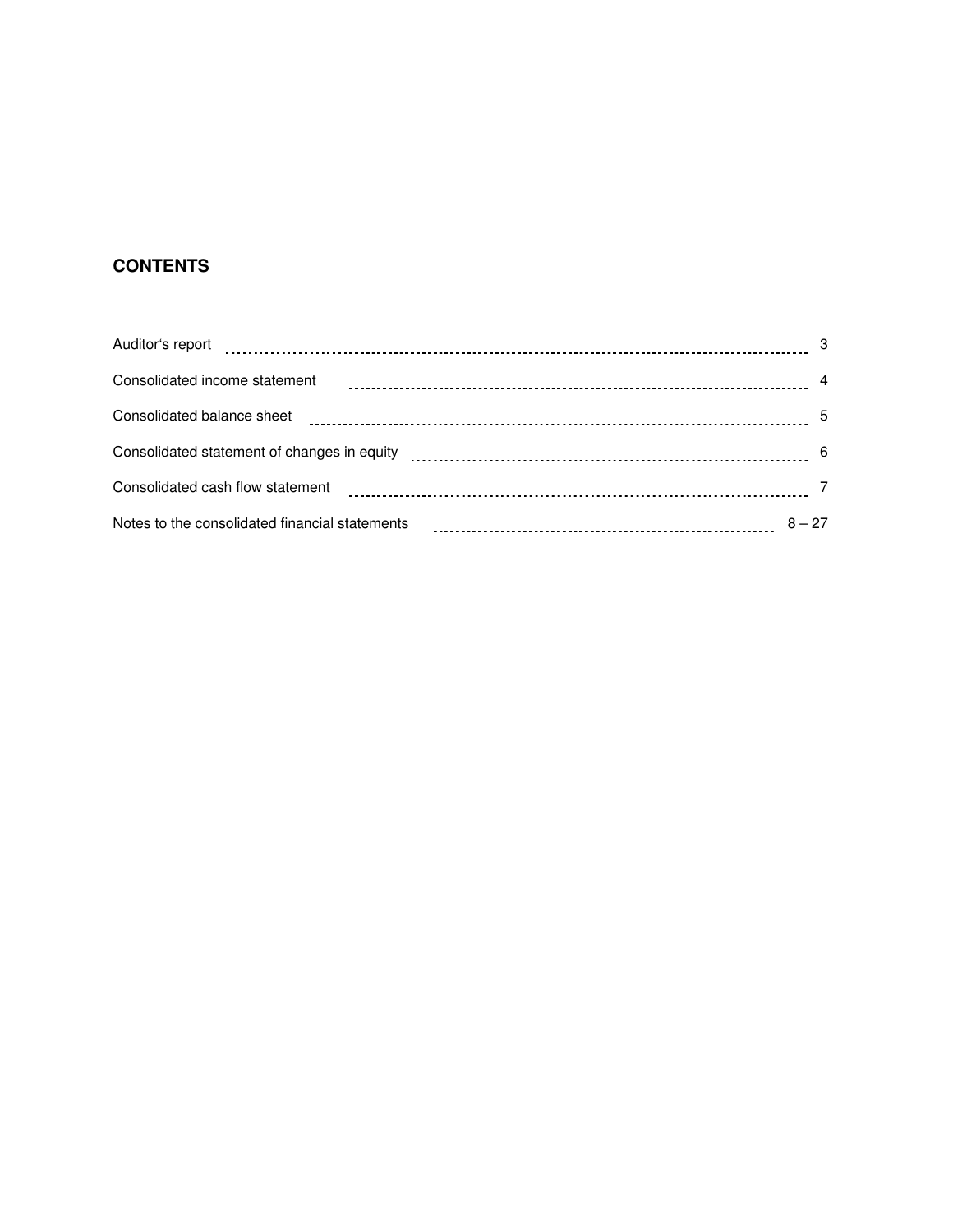## CONTENTS

| | |
|---|---|
| Auditor's report | 3 |
| Consolidated income statement | 4 |
| Consolidated balance sheet | 5 |
| Consolidated statement of changes in equity | 6 |
| Consolidated cash flow statement | 7 |
| Notes to the consolidated financial statements | 8 – 27 |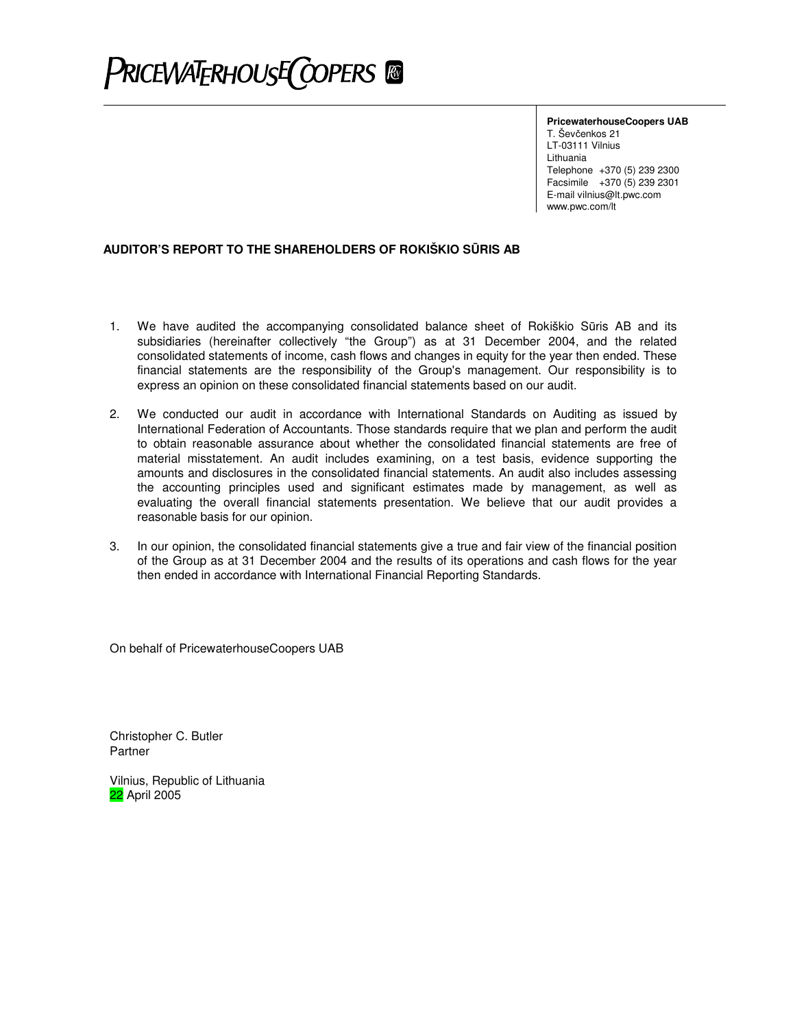PRICEWATERHOUSECOOPERS

**PricewaterhouseCoopers UAB**
T. Ševčenkos 21
LT-03111 Vilnius
Lithuania
Telephone +370 (5) 239 2300
Facsimile +370 (5) 239 2301
E-mail vilnius@lt.pwc.com
www.pwc.com/lt

**AUDITOR'S REPORT TO THE SHAREHOLDERS OF ROKIŠKIO SŪRIS AB**

1. We have audited the accompanying consolidated balance sheet of Rokiškio Sūris AB and its subsidiaries (hereinafter collectively "the Group") as at 31 December 2004, and the related consolidated statements of income, cash flows and changes in equity for the year then ended. These financial statements are the responsibility of the Group's management. Our responsibility is to express an opinion on these consolidated financial statements based on our audit.

2. We conducted our audit in accordance with International Standards on Auditing as issued by International Federation of Accountants. Those standards require that we plan and perform the audit to obtain reasonable assurance about whether the consolidated financial statements are free of material misstatement. An audit includes examining, on a test basis, evidence supporting the amounts and disclosures in the consolidated financial statements. An audit also includes assessing the accounting principles used and significant estimates made by management, as well as evaluating the overall financial statements presentation. We believe that our audit provides a reasonable basis for our opinion.

3. In our opinion, the consolidated financial statements give a true and fair view of the financial position of the Group as at 31 December 2004 and the results of its operations and cash flows for the year then ended in accordance with International Financial Reporting Standards.

On behalf of PricewaterhouseCoopers UAB

Christopher C. Butler
Partner

Vilnius, Republic of Lithuania
22 April 2005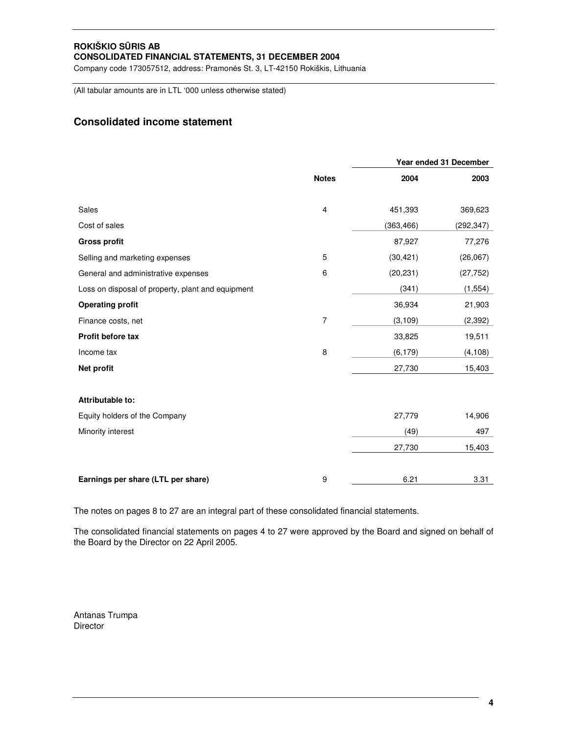**ROKIŠKIO SŪRIS AB**
**CONSOLIDATED FINANCIAL STATEMENTS, 31 DECEMBER 2004**
Company code 173057512, address: Pramonės St. 3, LT-42150 Rokiškis, Lithuania

(All tabular amounts are in LTL '000 unless otherwise stated)

## Consolidated income statement

| | Notes | Year ended 31 December | |
|---|---|---|---|
| | | **2004** | **2003** |
| Sales | 4 | 451,393 | 369,623 |
| Cost of sales | | (363,466) | (292,347) |
| **Gross profit** | | 87,927 | 77,276 |
| Selling and marketing expenses | 5 | (30,421) | (26,067) |
| General and administrative expenses | 6 | (20,231) | (27,752) |
| Loss on disposal of property, plant and equipment | | (341) | (1,554) |
| **Operating profit** | | 36,934 | 21,903 |
| Finance costs, net | 7 | (3,109) | (2,392) |
| **Profit before tax** | | 33,825 | 19,511 |
| Income tax | 8 | (6,179) | (4,108) |
| **Net profit** | | 27,730 | 15,403 |
| | | | |
| **Attributable to:** | | | |
| Equity holders of the Company | | 27,779 | 14,906 |
| Minority interest | | (49) | 497 |
| | | 27,730 | 15,403 |
| | | | |
| **Earnings per share (LTL per share)** | 9 | 6.21 | 3.31 |

The notes on pages 8 to 27 are an integral part of these consolidated financial statements.

The consolidated financial statements on pages 4 to 27 were approved by the Board and signed on behalf of the Board by the Director on 22 April 2005.

Antanas Trumpa
Director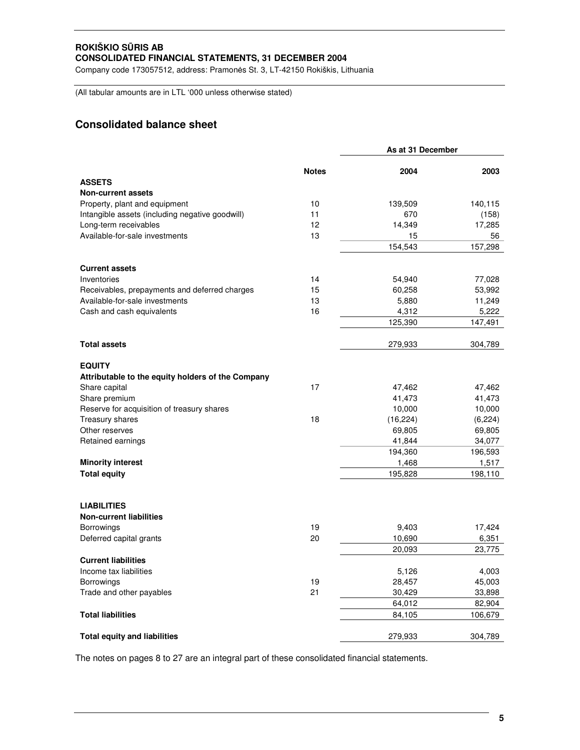**ROKIŠKIO SŪRIS AB**
**CONSOLIDATED FINANCIAL STATEMENTS, 31 DECEMBER 2004**
Company code 173057512, address: Pramonės St. 3, LT-42150 Rokiškis, Lithuania

(All tabular amounts are in LTL '000 unless otherwise stated)

## Consolidated balance sheet

| | Notes | As at 31 December 2004 | 2003 |
|---|---|---|---|
| **ASSETS** | | | |
| **Non-current assets** | | | |
| Property, plant and equipment | 10 | 139,509 | 140,115 |
| Intangible assets (including negative goodwill) | 11 | 670 | (158) |
| Long-term receivables | 12 | 14,349 | 17,285 |
| Available-for-sale investments | 13 | 15 | 56 |
| | | 154,543 | 157,298 |
| **Current assets** | | | |
| Inventories | 14 | 54,940 | 77,028 |
| Receivables, prepayments and deferred charges | 15 | 60,258 | 53,992 |
| Available-for-sale investments | 13 | 5,880 | 11,249 |
| Cash and cash equivalents | 16 | 4,312 | 5,222 |
| | | 125,390 | 147,491 |
| **Total assets** | | 279,933 | 304,789 |
| **EQUITY** | | | |
| **Attributable to the equity holders of the Company** | | | |
| Share capital | 17 | 47,462 | 47,462 |
| Share premium | | 41,473 | 41,473 |
| Reserve for acquisition of treasury shares | | 10,000 | 10,000 |
| Treasury shares | 18 | (16,224) | (6,224) |
| Other reserves | | 69,805 | 69,805 |
| Retained earnings | | 41,844 | 34,077 |
| | | 194,360 | 196,593 |
| **Minority interest** | | 1,468 | 1,517 |
| **Total equity** | | 195,828 | 198,110 |
| **LIABILITIES** | | | |
| **Non-current liabilities** | | | |
| Borrowings | 19 | 9,403 | 17,424 |
| Deferred capital grants | 20 | 10,690 | 6,351 |
| | | 20,093 | 23,775 |
| **Current liabilities** | | | |
| Income tax liabilities | | 5,126 | 4,003 |
| Borrowings | 19 | 28,457 | 45,003 |
| Trade and other payables | 21 | 30,429 | 33,898 |
| | | 64,012 | 82,904 |
| **Total liabilities** | | 84,105 | 106,679 |
| **Total equity and liabilities** | | 279,933 | 304,789 |

The notes on pages 8 to 27 are an integral part of these consolidated financial statements.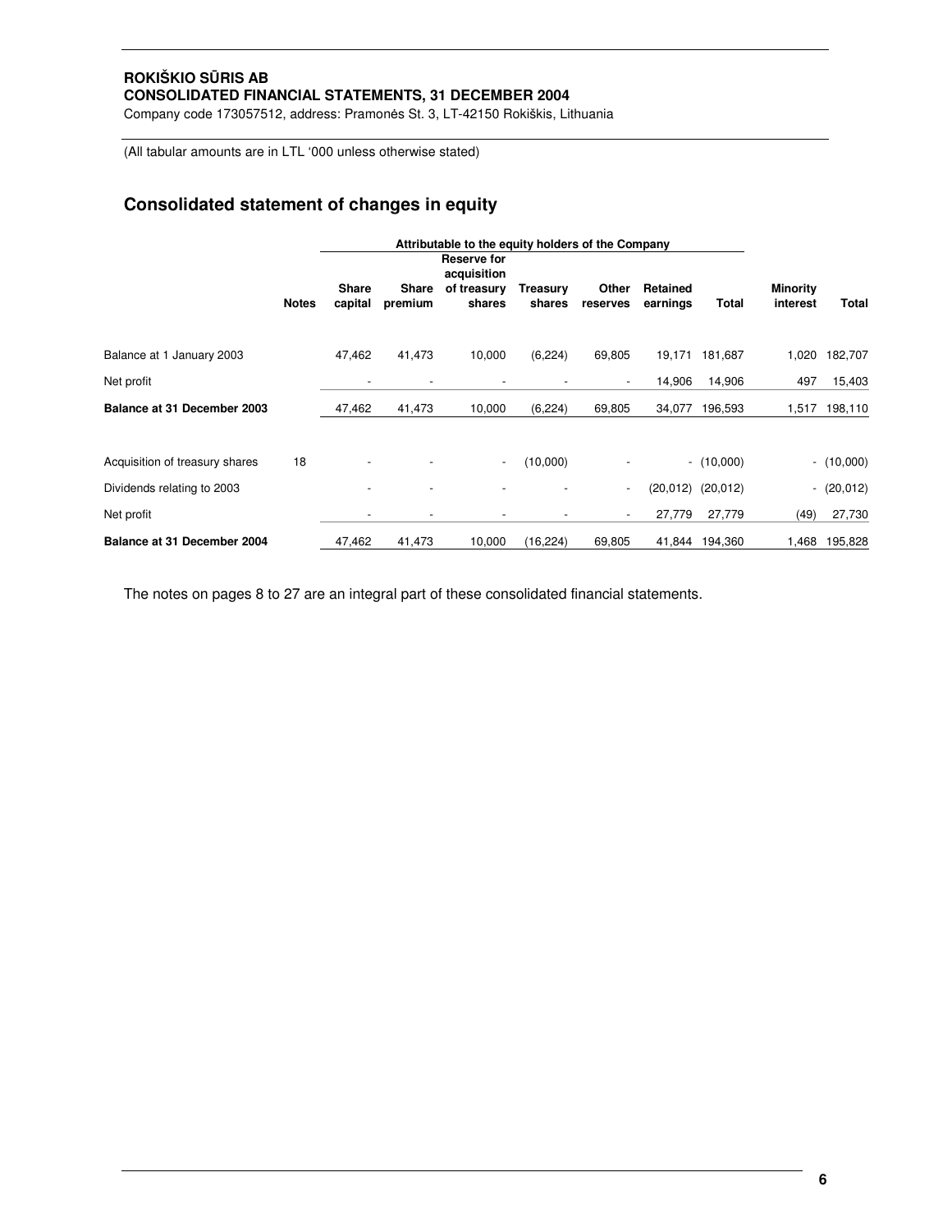**ROKIŠKIO SŪRIS AB**
**CONSOLIDATED FINANCIAL STATEMENTS, 31 DECEMBER 2004**
Company code 173057512, address: Pramonės St. 3, LT-42150 Rokiškis, Lithuania

(All tabular amounts are in LTL '000 unless otherwise stated)

## Consolidated statement of changes in equity

| | | Attributable to the equity holders of the Company | | | | | | | | |
|---|---|---|---|---|---|---|---|---|---|---|
| | **Notes** | **Share capital** | **Share premium** | **Reserve for acquisition of treasury shares** | **Treasury shares** | **Other reserves** | **Retained earnings** | **Total** | **Minority interest** | **Total** |
| Balance at 1 January 2003 | | 47,462 | 41,473 | 10,000 | (6,224) | 69,805 | 19,171 | 181,687 | 1,020 | 182,707 |
| Net profit | | - | - | - | - | - | 14,906 | 14,906 | 497 | 15,403 |
| **Balance at 31 December 2003** | | 47,462 | 41,473 | 10,000 | (6,224) | 69,805 | 34,077 | 196,593 | 1,517 | 198,110 |
| Acquisition of treasury shares | 18 | - | - | - | (10,000) | - | - | (10,000) | - | (10,000) |
| Dividends relating to 2003 | | - | - | - | - | - | (20,012) | (20,012) | - | (20,012) |
| Net profit | | - | - | - | - | - | 27,779 | 27,779 | (49) | 27,730 |
| **Balance at 31 December 2004** | | 47,462 | 41,473 | 10,000 | (16,224) | 69,805 | 41,844 | 194,360 | 1,468 | 195,828 |

The notes on pages 8 to 27 are an integral part of these consolidated financial statements.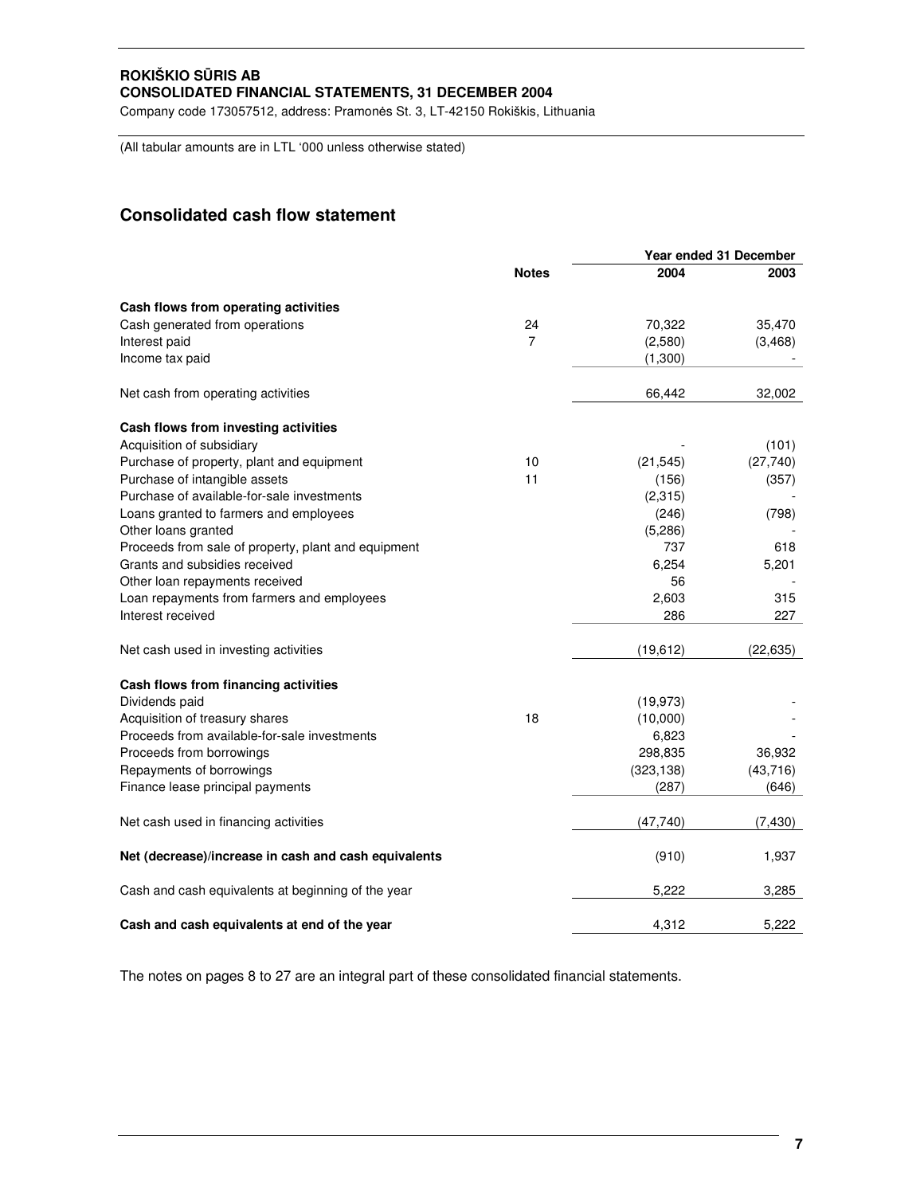**ROKIŠKIO SŪRIS AB**
**CONSOLIDATED FINANCIAL STATEMENTS, 31 DECEMBER 2004**
Company code 173057512, address: Pramonės St. 3, LT-42150 Rokiškis, Lithuania

(All tabular amounts are in LTL '000 unless otherwise stated)

## Consolidated cash flow statement

| | Notes | Year ended 31 December 2004 | 2003 |
|---|---|---|---|
| **Cash flows from operating activities** | | | |
| Cash generated from operations | 24 | 70,322 | 35,470 |
| Interest paid | 7 | (2,580) | (3,468) |
| Income tax paid | | (1,300) | - |
| Net cash from operating activities | | 66,442 | 32,002 |
| **Cash flows from investing activities** | | | |
| Acquisition of subsidiary | | - | (101) |
| Purchase of property, plant and equipment | 10 | (21,545) | (27,740) |
| Purchase of intangible assets | 11 | (156) | (357) |
| Purchase of available-for-sale investments | | (2,315) | - |
| Loans granted to farmers and employees | | (246) | (798) |
| Other loans granted | | (5,286) | - |
| Proceeds from sale of property, plant and equipment | | 737 | 618 |
| Grants and subsidies received | | 6,254 | 5,201 |
| Other loan repayments received | | 56 | - |
| Loan repayments from farmers and employees | | 2,603 | 315 |
| Interest received | | 286 | 227 |
| Net cash used in investing activities | | (19,612) | (22,635) |
| **Cash flows from financing activities** | | | |
| Dividends paid | | (19,973) | - |
| Acquisition of treasury shares | 18 | (10,000) | - |
| Proceeds from available-for-sale investments | | 6,823 | - |
| Proceeds from borrowings | | 298,835 | 36,932 |
| Repayments of borrowings | | (323,138) | (43,716) |
| Finance lease principal payments | | (287) | (646) |
| Net cash used in financing activities | | (47,740) | (7,430) |
| **Net (decrease)/increase in cash and cash equivalents** | | (910) | 1,937 |
| Cash and cash equivalents at beginning of the year | | 5,222 | 3,285 |
| **Cash and cash equivalents at end of the year** | | 4,312 | 5,222 |

The notes on pages 8 to 27 are an integral part of these consolidated financial statements.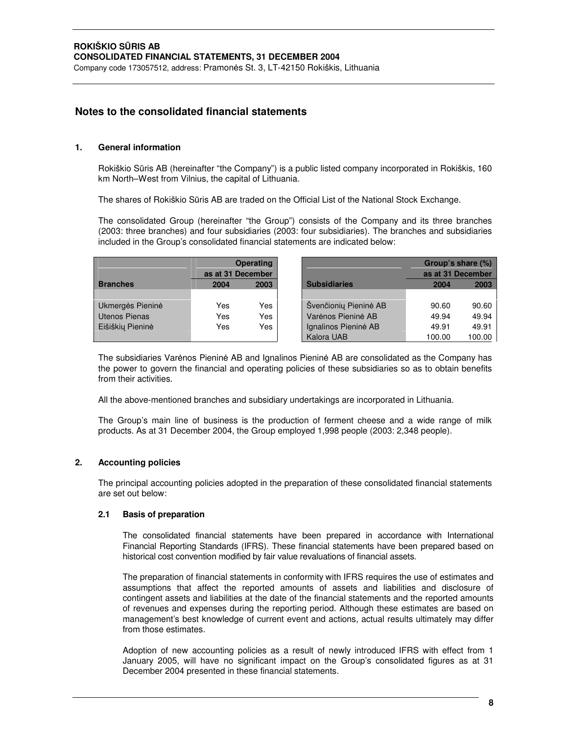# Notes to the consolidated financial statements

## 1. General information

Rokiškio Sūris AB (hereinafter "the Company") is a public listed company incorporated in Rokiškis, 160 km North–West from Vilnius, the capital of Lithuania.

The shares of Rokiškio Sūris AB are traded on the Official List of the National Stock Exchange.

The consolidated Group (hereinafter "the Group") consists of the Company and its three branches (2003: three branches) and four subsidiaries (2003: four subsidiaries). The branches and subsidiaries included in the Group's consolidated financial statements are indicated below:

| Branches | Operating as at 31 December 2004 | Operating as at 31 December 2003 |
|---|---|---|
| Ukmergės Pieninė | Yes | Yes |
| Utenos Pienas | Yes | Yes |
| Eišiškių Pieninė | Yes | Yes |

| Subsidiaries | Group's share (%) as at 31 December 2004 | Group's share (%) as at 31 December 2003 |
|---|---|---|
| Švenčionių Pieninė AB | 90.60 | 90.60 |
| Varėnos Pieninė AB | 49.94 | 49.94 |
| Ignalinos Pieninė AB | 49.91 | 49.91 |
| Kalora UAB | 100.00 | 100.00 |

The subsidiaries Varėnos Pieninė AB and Ignalinos Pieninė AB are consolidated as the Company has the power to govern the financial and operating policies of these subsidiaries so as to obtain benefits from their activities.

All the above-mentioned branches and subsidiary undertakings are incorporated in Lithuania.

The Group's main line of business is the production of ferment cheese and a wide range of milk products. As at 31 December 2004, the Group employed 1,998 people (2003: 2,348 people).

## 2. Accounting policies

The principal accounting policies adopted in the preparation of these consolidated financial statements are set out below:

### 2.1 Basis of preparation

The consolidated financial statements have been prepared in accordance with International Financial Reporting Standards (IFRS). These financial statements have been prepared based on historical cost convention modified by fair value revaluations of financial assets.

The preparation of financial statements in conformity with IFRS requires the use of estimates and assumptions that affect the reported amounts of assets and liabilities and disclosure of contingent assets and liabilities at the date of the financial statements and the reported amounts of revenues and expenses during the reporting period. Although these estimates are based on management's best knowledge of current event and actions, actual results ultimately may differ from those estimates.

Adoption of new accounting policies as a result of newly introduced IFRS with effect from 1 January 2005, will have no significant impact on the Group's consolidated figures as at 31 December 2004 presented in these financial statements.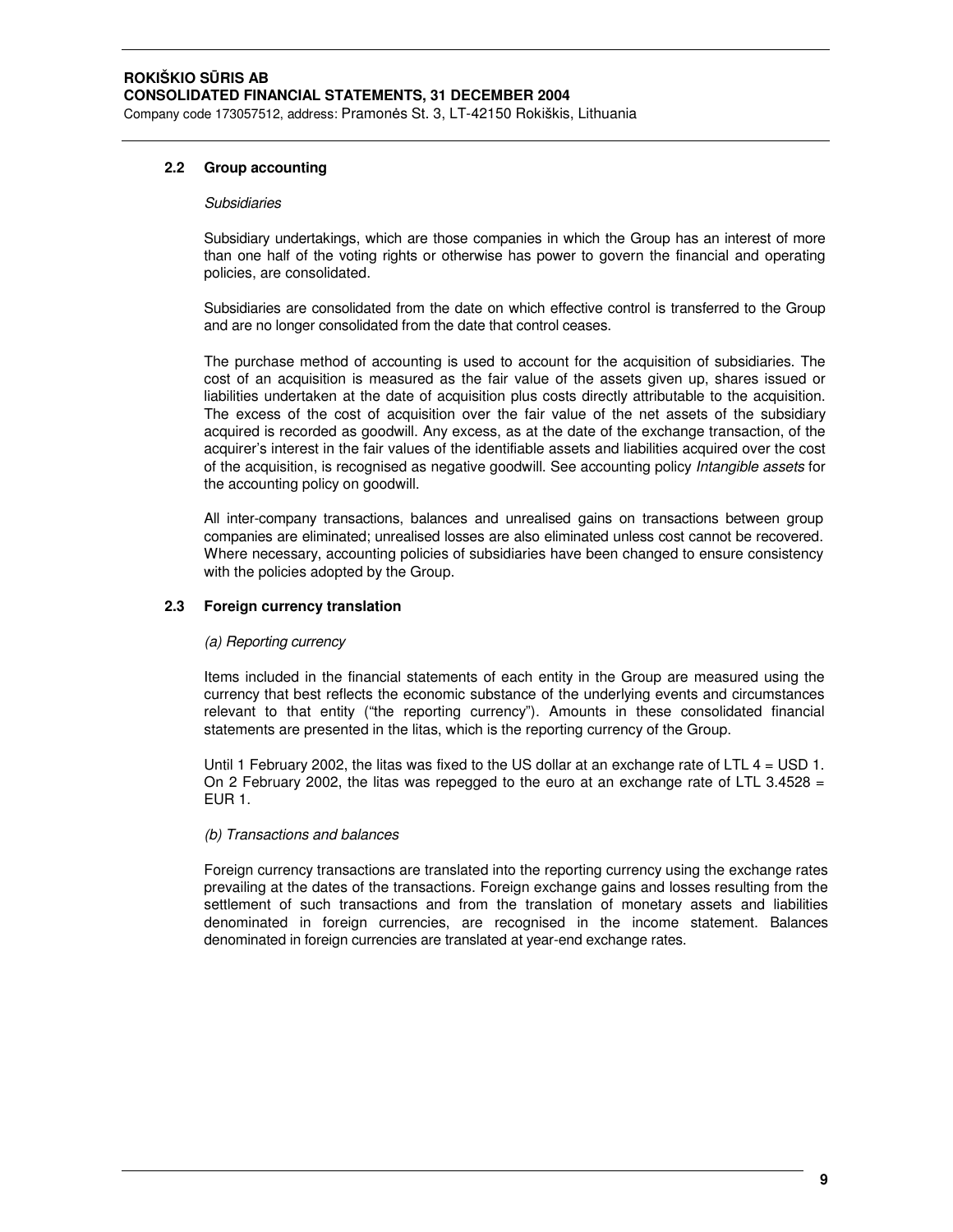### 2.2 Group accounting

*Subsidiaries*

Subsidiary undertakings, which are those companies in which the Group has an interest of more than one half of the voting rights or otherwise has power to govern the financial and operating policies, are consolidated.

Subsidiaries are consolidated from the date on which effective control is transferred to the Group and are no longer consolidated from the date that control ceases.

The purchase method of accounting is used to account for the acquisition of subsidiaries. The cost of an acquisition is measured as the fair value of the assets given up, shares issued or liabilities undertaken at the date of acquisition plus costs directly attributable to the acquisition. The excess of the cost of acquisition over the fair value of the net assets of the subsidiary acquired is recorded as goodwill. Any excess, as at the date of the exchange transaction, of the acquirer's interest in the fair values of the identifiable assets and liabilities acquired over the cost of the acquisition, is recognised as negative goodwill. See accounting policy *Intangible assets* for the accounting policy on goodwill.

All inter-company transactions, balances and unrealised gains on transactions between group companies are eliminated; unrealised losses are also eliminated unless cost cannot be recovered. Where necessary, accounting policies of subsidiaries have been changed to ensure consistency with the policies adopted by the Group.

### 2.3 Foreign currency translation

*(a) Reporting currency*

Items included in the financial statements of each entity in the Group are measured using the currency that best reflects the economic substance of the underlying events and circumstances relevant to that entity ("the reporting currency"). Amounts in these consolidated financial statements are presented in the litas, which is the reporting currency of the Group.

Until 1 February 2002, the litas was fixed to the US dollar at an exchange rate of LTL 4 = USD 1. On 2 February 2002, the litas was repegged to the euro at an exchange rate of LTL 3.4528 = EUR 1.

*(b) Transactions and balances*

Foreign currency transactions are translated into the reporting currency using the exchange rates prevailing at the dates of the transactions. Foreign exchange gains and losses resulting from the settlement of such transactions and from the translation of monetary assets and liabilities denominated in foreign currencies, are recognised in the income statement. Balances denominated in foreign currencies are translated at year-end exchange rates.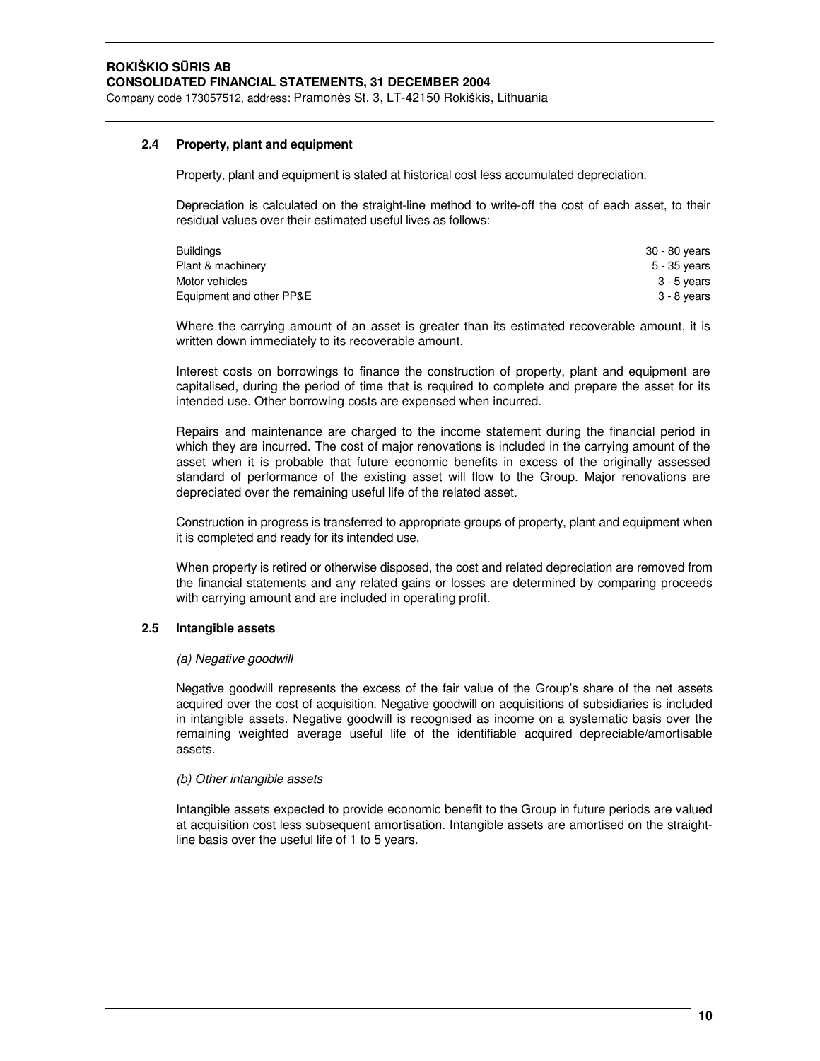### 2.4 Property, plant and equipment

Property, plant and equipment is stated at historical cost less accumulated depreciation.

Depreciation is calculated on the straight-line method to write-off the cost of each asset, to their residual values over their estimated useful lives as follows:

| | |
|---|---|
| Buildings | 30 - 80 years |
| Plant & machinery | 5 - 35 years |
| Motor vehicles | 3 - 5 years |
| Equipment and other PP&E | 3 - 8 years |

Where the carrying amount of an asset is greater than its estimated recoverable amount, it is written down immediately to its recoverable amount.

Interest costs on borrowings to finance the construction of property, plant and equipment are capitalised, during the period of time that is required to complete and prepare the asset for its intended use. Other borrowing costs are expensed when incurred.

Repairs and maintenance are charged to the income statement during the financial period in which they are incurred. The cost of major renovations is included in the carrying amount of the asset when it is probable that future economic benefits in excess of the originally assessed standard of performance of the existing asset will flow to the Group. Major renovations are depreciated over the remaining useful life of the related asset.

Construction in progress is transferred to appropriate groups of property, plant and equipment when it is completed and ready for its intended use.

When property is retired or otherwise disposed, the cost and related depreciation are removed from the financial statements and any related gains or losses are determined by comparing proceeds with carrying amount and are included in operating profit.

### 2.5 Intangible assets

*(a) Negative goodwill*

Negative goodwill represents the excess of the fair value of the Group's share of the net assets acquired over the cost of acquisition. Negative goodwill on acquisitions of subsidiaries is included in intangible assets. Negative goodwill is recognised as income on a systematic basis over the remaining weighted average useful life of the identifiable acquired depreciable/amortisable assets.

*(b) Other intangible assets*

Intangible assets expected to provide economic benefit to the Group in future periods are valued at acquisition cost less subsequent amortisation. Intangible assets are amortised on the straight-line basis over the useful life of 1 to 5 years.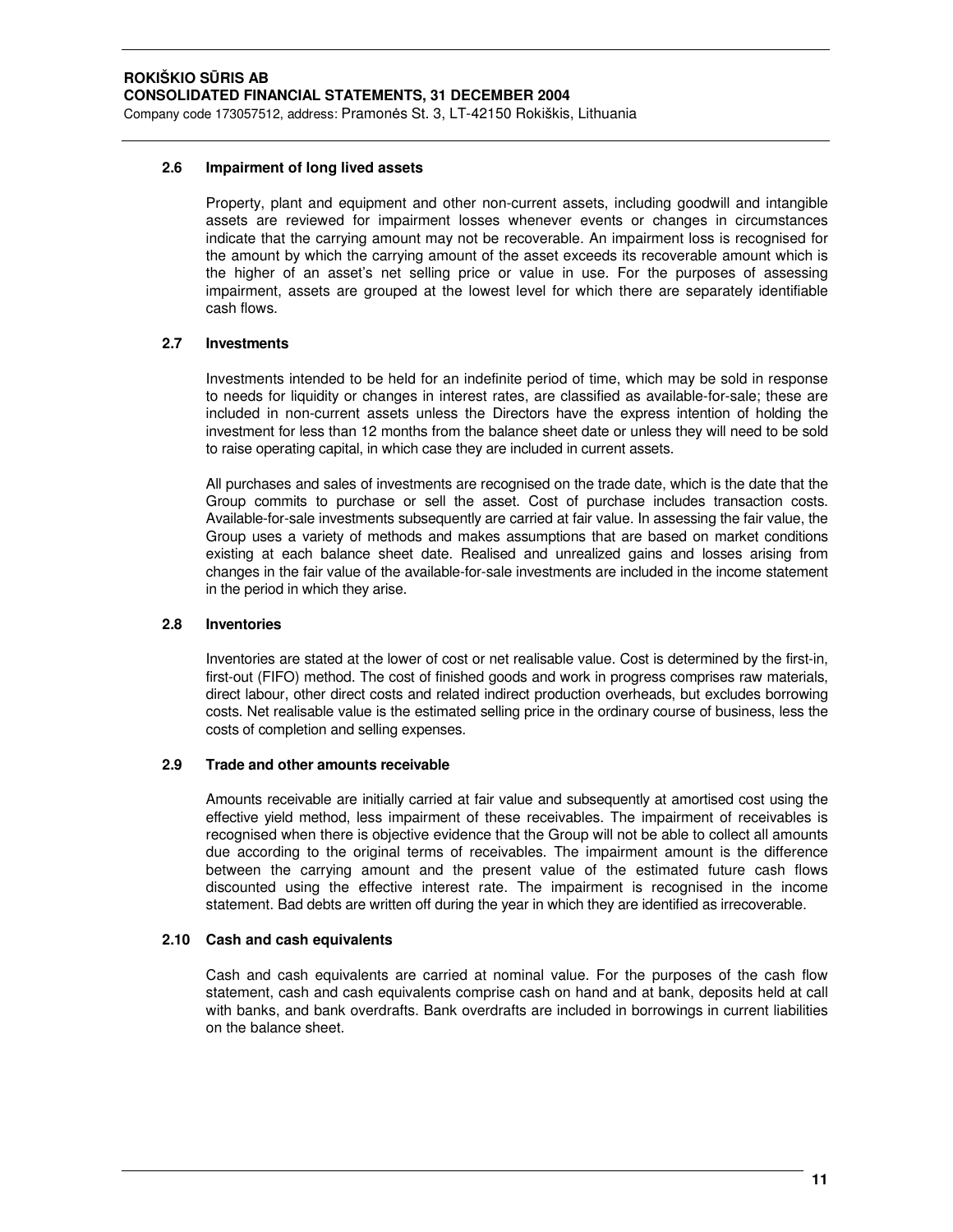### 2.6 Impairment of long lived assets

Property, plant and equipment and other non-current assets, including goodwill and intangible assets are reviewed for impairment losses whenever events or changes in circumstances indicate that the carrying amount may not be recoverable. An impairment loss is recognised for the amount by which the carrying amount of the asset exceeds its recoverable amount which is the higher of an asset's net selling price or value in use. For the purposes of assessing impairment, assets are grouped at the lowest level for which there are separately identifiable cash flows.

### 2.7 Investments

Investments intended to be held for an indefinite period of time, which may be sold in response to needs for liquidity or changes in interest rates, are classified as available-for-sale; these are included in non-current assets unless the Directors have the express intention of holding the investment for less than 12 months from the balance sheet date or unless they will need to be sold to raise operating capital, in which case they are included in current assets.

All purchases and sales of investments are recognised on the trade date, which is the date that the Group commits to purchase or sell the asset. Cost of purchase includes transaction costs. Available-for-sale investments subsequently are carried at fair value. In assessing the fair value, the Group uses a variety of methods and makes assumptions that are based on market conditions existing at each balance sheet date. Realised and unrealized gains and losses arising from changes in the fair value of the available-for-sale investments are included in the income statement in the period in which they arise.

### 2.8 Inventories

Inventories are stated at the lower of cost or net realisable value. Cost is determined by the first-in, first-out (FIFO) method. The cost of finished goods and work in progress comprises raw materials, direct labour, other direct costs and related indirect production overheads, but excludes borrowing costs. Net realisable value is the estimated selling price in the ordinary course of business, less the costs of completion and selling expenses.

### 2.9 Trade and other amounts receivable

Amounts receivable are initially carried at fair value and subsequently at amortised cost using the effective yield method, less impairment of these receivables. The impairment of receivables is recognised when there is objective evidence that the Group will not be able to collect all amounts due according to the original terms of receivables. The impairment amount is the difference between the carrying amount and the present value of the estimated future cash flows discounted using the effective interest rate. The impairment is recognised in the income statement. Bad debts are written off during the year in which they are identified as irrecoverable.

### 2.10 Cash and cash equivalents

Cash and cash equivalents are carried at nominal value. For the purposes of the cash flow statement, cash and cash equivalents comprise cash on hand and at bank, deposits held at call with banks, and bank overdrafts. Bank overdrafts are included in borrowings in current liabilities on the balance sheet.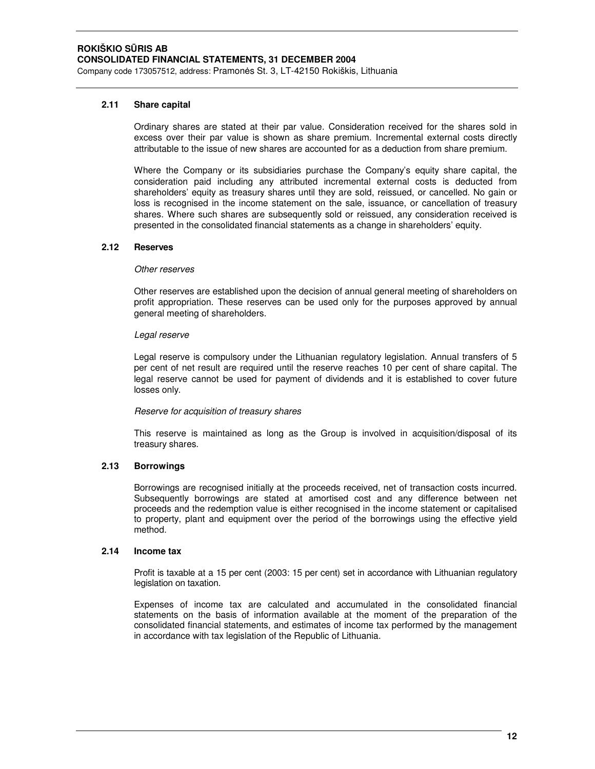### 2.11 Share capital

Ordinary shares are stated at their par value. Consideration received for the shares sold in excess over their par value is shown as share premium. Incremental external costs directly attributable to the issue of new shares are accounted for as a deduction from share premium.

Where the Company or its subsidiaries purchase the Company's equity share capital, the consideration paid including any attributed incremental external costs is deducted from shareholders' equity as treasury shares until they are sold, reissued, or cancelled. No gain or loss is recognised in the income statement on the sale, issuance, or cancellation of treasury shares. Where such shares are subsequently sold or reissued, any consideration received is presented in the consolidated financial statements as a change in shareholders' equity.

### 2.12 Reserves

*Other reserves*

Other reserves are established upon the decision of annual general meeting of shareholders on profit appropriation. These reserves can be used only for the purposes approved by annual general meeting of shareholders.

*Legal reserve*

Legal reserve is compulsory under the Lithuanian regulatory legislation. Annual transfers of 5 per cent of net result are required until the reserve reaches 10 per cent of share capital. The legal reserve cannot be used for payment of dividends and it is established to cover future losses only.

*Reserve for acquisition of treasury shares*

This reserve is maintained as long as the Group is involved in acquisition/disposal of its treasury shares.

### 2.13 Borrowings

Borrowings are recognised initially at the proceeds received, net of transaction costs incurred. Subsequently borrowings are stated at amortised cost and any difference between net proceeds and the redemption value is either recognised in the income statement or capitalised to property, plant and equipment over the period of the borrowings using the effective yield method.

### 2.14 Income tax

Profit is taxable at a 15 per cent (2003: 15 per cent) set in accordance with Lithuanian regulatory legislation on taxation.

Expenses of income tax are calculated and accumulated in the consolidated financial statements on the basis of information available at the moment of the preparation of the consolidated financial statements, and estimates of income tax performed by the management in accordance with tax legislation of the Republic of Lithuania.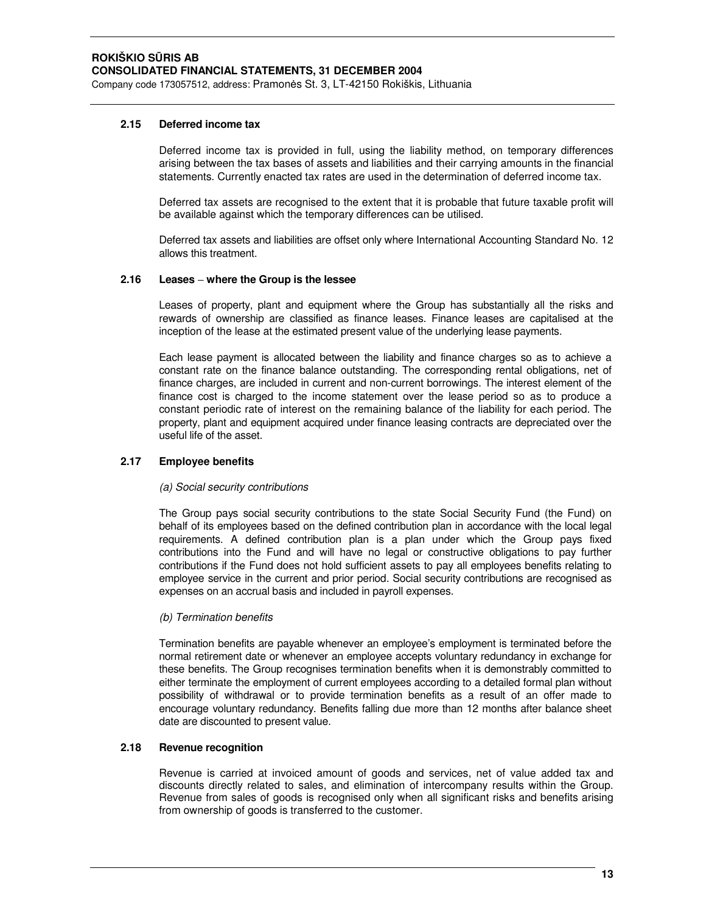### 2.15 Deferred income tax

Deferred income tax is provided in full, using the liability method, on temporary differences arising between the tax bases of assets and liabilities and their carrying amounts in the financial statements. Currently enacted tax rates are used in the determination of deferred income tax.

Deferred tax assets are recognised to the extent that it is probable that future taxable profit will be available against which the temporary differences can be utilised.

Deferred tax assets and liabilities are offset only where International Accounting Standard No. 12 allows this treatment.

### 2.16 Leases – where the Group is the lessee

Leases of property, plant and equipment where the Group has substantially all the risks and rewards of ownership are classified as finance leases. Finance leases are capitalised at the inception of the lease at the estimated present value of the underlying lease payments.

Each lease payment is allocated between the liability and finance charges so as to achieve a constant rate on the finance balance outstanding. The corresponding rental obligations, net of finance charges, are included in current and non-current borrowings. The interest element of the finance cost is charged to the income statement over the lease period so as to produce a constant periodic rate of interest on the remaining balance of the liability for each period. The property, plant and equipment acquired under finance leasing contracts are depreciated over the useful life of the asset.

### 2.17 Employee benefits

*(a) Social security contributions*

The Group pays social security contributions to the state Social Security Fund (the Fund) on behalf of its employees based on the defined contribution plan in accordance with the local legal requirements. A defined contribution plan is a plan under which the Group pays fixed contributions into the Fund and will have no legal or constructive obligations to pay further contributions if the Fund does not hold sufficient assets to pay all employees benefits relating to employee service in the current and prior period. Social security contributions are recognised as expenses on an accrual basis and included in payroll expenses.

*(b) Termination benefits*

Termination benefits are payable whenever an employee's employment is terminated before the normal retirement date or whenever an employee accepts voluntary redundancy in exchange for these benefits. The Group recognises termination benefits when it is demonstrably committed to either terminate the employment of current employees according to a detailed formal plan without possibility of withdrawal or to provide termination benefits as a result of an offer made to encourage voluntary redundancy. Benefits falling due more than 12 months after balance sheet date are discounted to present value.

### 2.18 Revenue recognition

Revenue is carried at invoiced amount of goods and services, net of value added tax and discounts directly related to sales, and elimination of intercompany results within the Group. Revenue from sales of goods is recognised only when all significant risks and benefits arising from ownership of goods is transferred to the customer.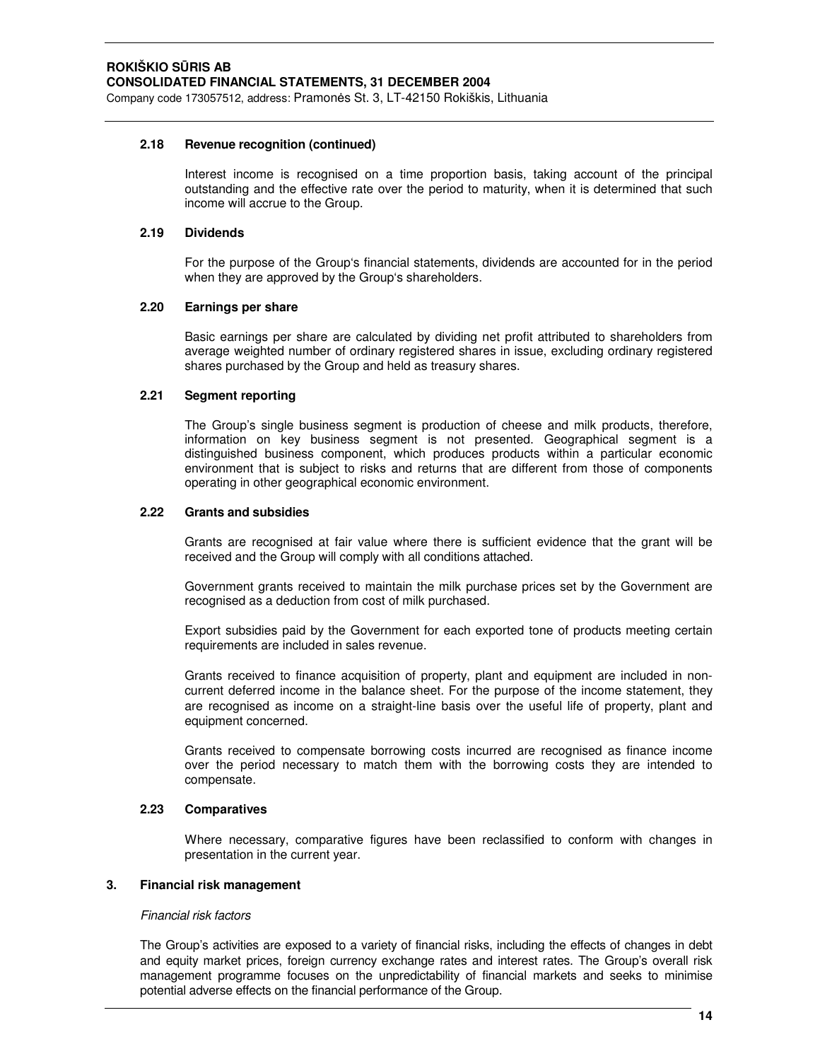### 2.18 Revenue recognition (continued)

Interest income is recognised on a time proportion basis, taking account of the principal outstanding and the effective rate over the period to maturity, when it is determined that such income will accrue to the Group.

### 2.19 Dividends

For the purpose of the Group's financial statements, dividends are accounted for in the period when they are approved by the Group's shareholders.

### 2.20 Earnings per share

Basic earnings per share are calculated by dividing net profit attributed to shareholders from average weighted number of ordinary registered shares in issue, excluding ordinary registered shares purchased by the Group and held as treasury shares.

### 2.21 Segment reporting

The Group's single business segment is production of cheese and milk products, therefore, information on key business segment is not presented. Geographical segment is a distinguished business component, which produces products within a particular economic environment that is subject to risks and returns that are different from those of components operating in other geographical economic environment.

### 2.22 Grants and subsidies

Grants are recognised at fair value where there is sufficient evidence that the grant will be received and the Group will comply with all conditions attached.

Government grants received to maintain the milk purchase prices set by the Government are recognised as a deduction from cost of milk purchased.

Export subsidies paid by the Government for each exported tone of products meeting certain requirements are included in sales revenue.

Grants received to finance acquisition of property, plant and equipment are included in non-current deferred income in the balance sheet. For the purpose of the income statement, they are recognised as income on a straight-line basis over the useful life of property, plant and equipment concerned.

Grants received to compensate borrowing costs incurred are recognised as finance income over the period necessary to match them with the borrowing costs they are intended to compensate.

### 2.23 Comparatives

Where necessary, comparative figures have been reclassified to conform with changes in presentation in the current year.

## 3. Financial risk management

*Financial risk factors*

The Group's activities are exposed to a variety of financial risks, including the effects of changes in debt and equity market prices, foreign currency exchange rates and interest rates. The Group's overall risk management programme focuses on the unpredictability of financial markets and seeks to minimise potential adverse effects on the financial performance of the Group.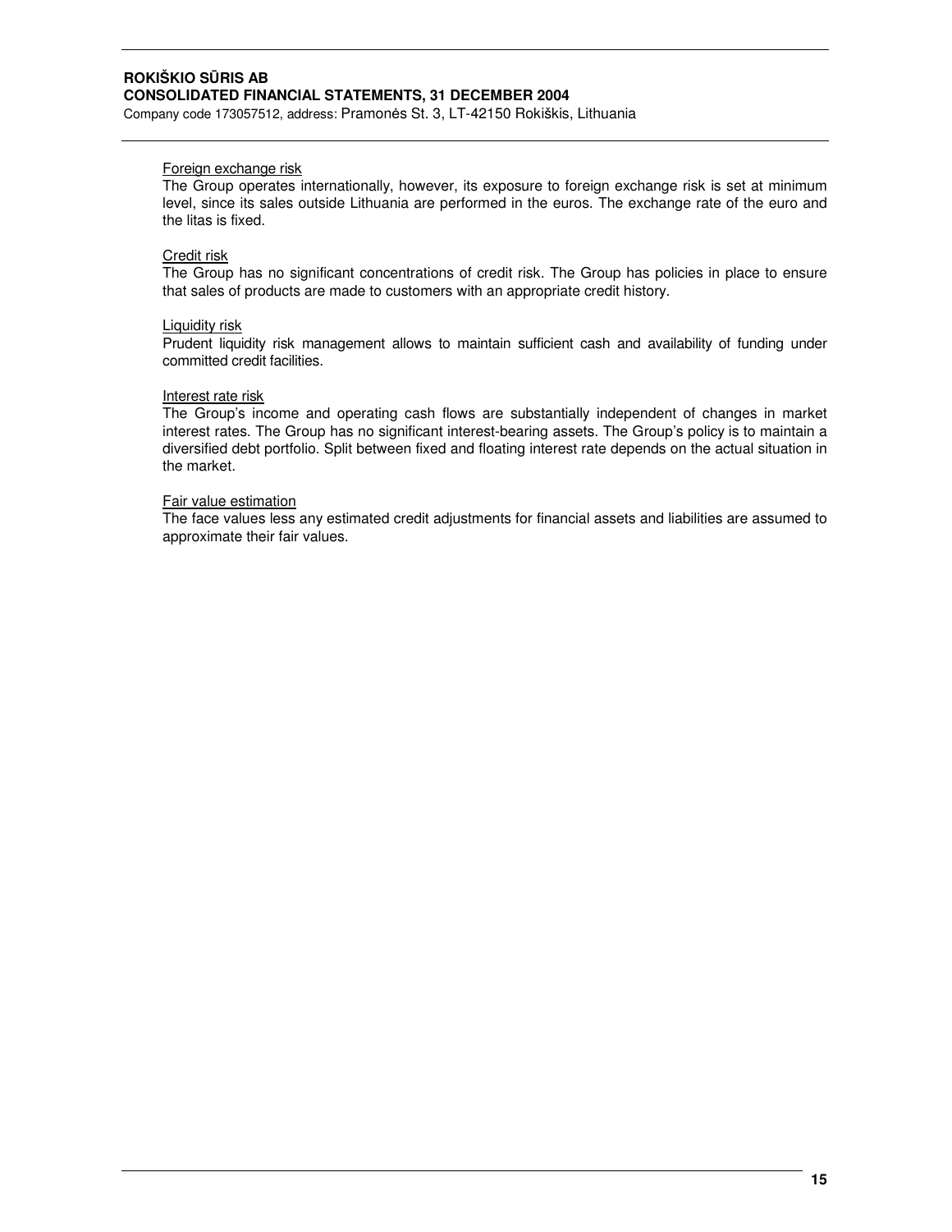Foreign exchange risk

The Group operates internationally, however, its exposure to foreign exchange risk is set at minimum level, since its sales outside Lithuania are performed in the euros. The exchange rate of the euro and the litas is fixed.

Credit risk

The Group has no significant concentrations of credit risk. The Group has policies in place to ensure that sales of products are made to customers with an appropriate credit history.

Liquidity risk

Prudent liquidity risk management allows to maintain sufficient cash and availability of funding under committed credit facilities.

Interest rate risk

The Group's income and operating cash flows are substantially independent of changes in market interest rates. The Group has no significant interest-bearing assets. The Group's policy is to maintain a diversified debt portfolio. Split between fixed and floating interest rate depends on the actual situation in the market.

Fair value estimation

The face values less any estimated credit adjustments for financial assets and liabilities are assumed to approximate their fair values.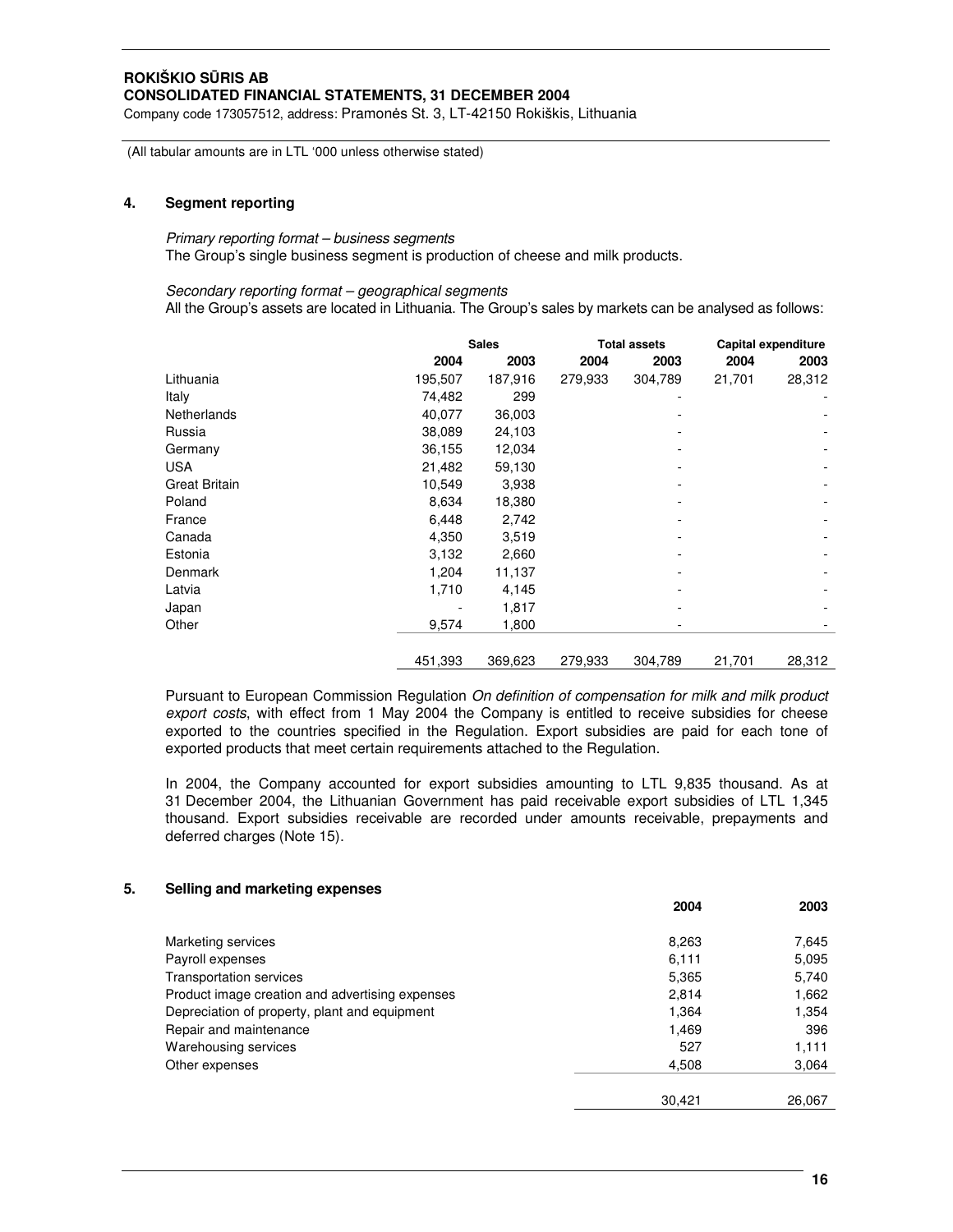**ROKIŠKIO SŪRIS AB**
**CONSOLIDATED FINANCIAL STATEMENTS, 31 DECEMBER 2004**
Company code 173057512, address: Pramonės St. 3, LT-42150 Rokiškis, Lithuania

(All tabular amounts are in LTL '000 unless otherwise stated)

## 4. Segment reporting

*Primary reporting format – business segments*
The Group's single business segment is production of cheese and milk products.

*Secondary reporting format – geographical segments*
All the Group's assets are located in Lithuania. The Group's sales by markets can be analysed as follows:

| | Sales | | Total assets | | Capital expenditure | |
|---|---|---|---|---|---|---|
| | 2004 | 2003 | 2004 | 2003 | 2004 | 2003 |
| Lithuania | 195,507 | 187,916 | 279,933 | 304,789 | 21,701 | 28,312 |
| Italy | 74,482 | 299 | | - | | - |
| Netherlands | 40,077 | 36,003 | | - | | - |
| Russia | 38,089 | 24,103 | | - | | - |
| Germany | 36,155 | 12,034 | | - | | - |
| USA | 21,482 | 59,130 | | - | | - |
| Great Britain | 10,549 | 3,938 | | - | | - |
| Poland | 8,634 | 18,380 | | - | | - |
| France | 6,448 | 2,742 | | - | | - |
| Canada | 4,350 | 3,519 | | - | | - |
| Estonia | 3,132 | 2,660 | | - | | - |
| Denmark | 1,204 | 11,137 | | - | | - |
| Latvia | 1,710 | 4,145 | | - | | - |
| Japan | - | 1,817 | | - | | - |
| Other | 9,574 | 1,800 | | - | | - |
| | 451,393 | 369,623 | 279,933 | 304,789 | 21,701 | 28,312 |

Pursuant to European Commission Regulation *On definition of compensation for milk and milk product export costs*, with effect from 1 May 2004 the Company is entitled to receive subsidies for cheese exported to the countries specified in the Regulation. Export subsidies are paid for each tone of exported products that meet certain requirements attached to the Regulation.

In 2004, the Company accounted for export subsidies amounting to LTL 9,835 thousand. As at 31 December 2004, the Lithuanian Government has paid receivable export subsidies of LTL 1,345 thousand. Export subsidies receivable are recorded under amounts receivable, prepayments and deferred charges (Note 15).

## 5. Selling and marketing expenses

| | 2004 | 2003 |
|---|---|---|
| Marketing services | 8,263 | 7,645 |
| Payroll expenses | 6,111 | 5,095 |
| Transportation services | 5,365 | 5,740 |
| Product image creation and advertising expenses | 2,814 | 1,662 |
| Depreciation of property, plant and equipment | 1,364 | 1,354 |
| Repair and maintenance | 1,469 | 396 |
| Warehousing services | 527 | 1,111 |
| Other expenses | 4,508 | 3,064 |
| | 30,421 | 26,067 |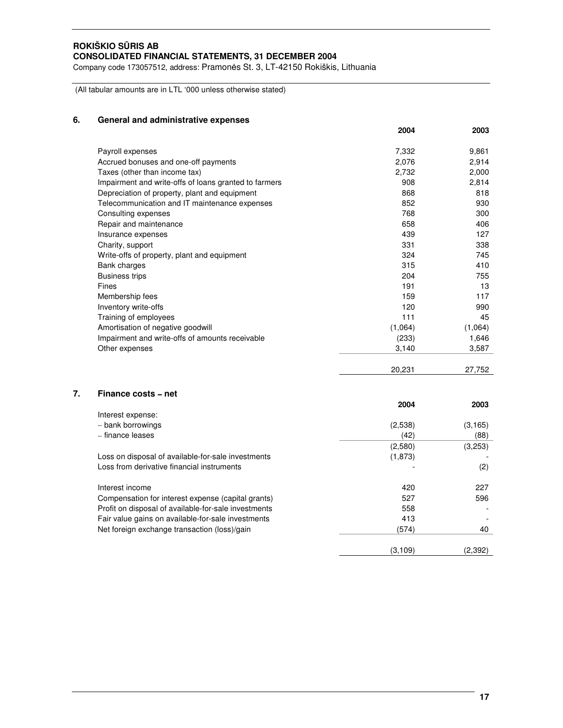**ROKIŠKIO SŪRIS AB**
**CONSOLIDATED FINANCIAL STATEMENTS, 31 DECEMBER 2004**
Company code 173057512, address: Pramonės St. 3, LT-42150 Rokiškis, Lithuania

(All tabular amounts are in LTL '000 unless otherwise stated)

## 6. General and administrative expenses

| | 2004 | 2003 |
|---|---|---|
| Payroll expenses | 7,332 | 9,861 |
| Accrued bonuses and one-off payments | 2,076 | 2,914 |
| Taxes (other than income tax) | 2,732 | 2,000 |
| Impairment and write-offs of loans granted to farmers | 908 | 2,814 |
| Depreciation of property, plant and equipment | 868 | 818 |
| Telecommunication and IT maintenance expenses | 852 | 930 |
| Consulting expenses | 768 | 300 |
| Repair and maintenance | 658 | 406 |
| Insurance expenses | 439 | 127 |
| Charity, support | 331 | 338 |
| Write-offs of property, plant and equipment | 324 | 745 |
| Bank charges | 315 | 410 |
| Business trips | 204 | 755 |
| Fines | 191 | 13 |
| Membership fees | 159 | 117 |
| Inventory write-offs | 120 | 990 |
| Training of employees | 111 | 45 |
| Amortisation of negative goodwill | (1,064) | (1,064) |
| Impairment and write-offs of amounts receivable | (233) | 1,646 |
| Other expenses | 3,140 | 3,587 |
| | 20,231 | 27,752 |

## 7. Finance costs – net

| | 2004 | 2003 |
|---|---|---|
| Interest expense: | | |
| – bank borrowings | (2,538) | (3,165) |
| – finance leases | (42) | (88) |
| | (2,580) | (3,253) |
| Loss on disposal of available-for-sale investments | (1,873) | - |
| Loss from derivative financial instruments | - | (2) |
| Interest income | 420 | 227 |
| Compensation for interest expense (capital grants) | 527 | 596 |
| Profit on disposal of available-for-sale investments | 558 | - |
| Fair value gains on available-for-sale investments | 413 | - |
| Net foreign exchange transaction (loss)/gain | (574) | 40 |
| | (3,109) | (2,392) |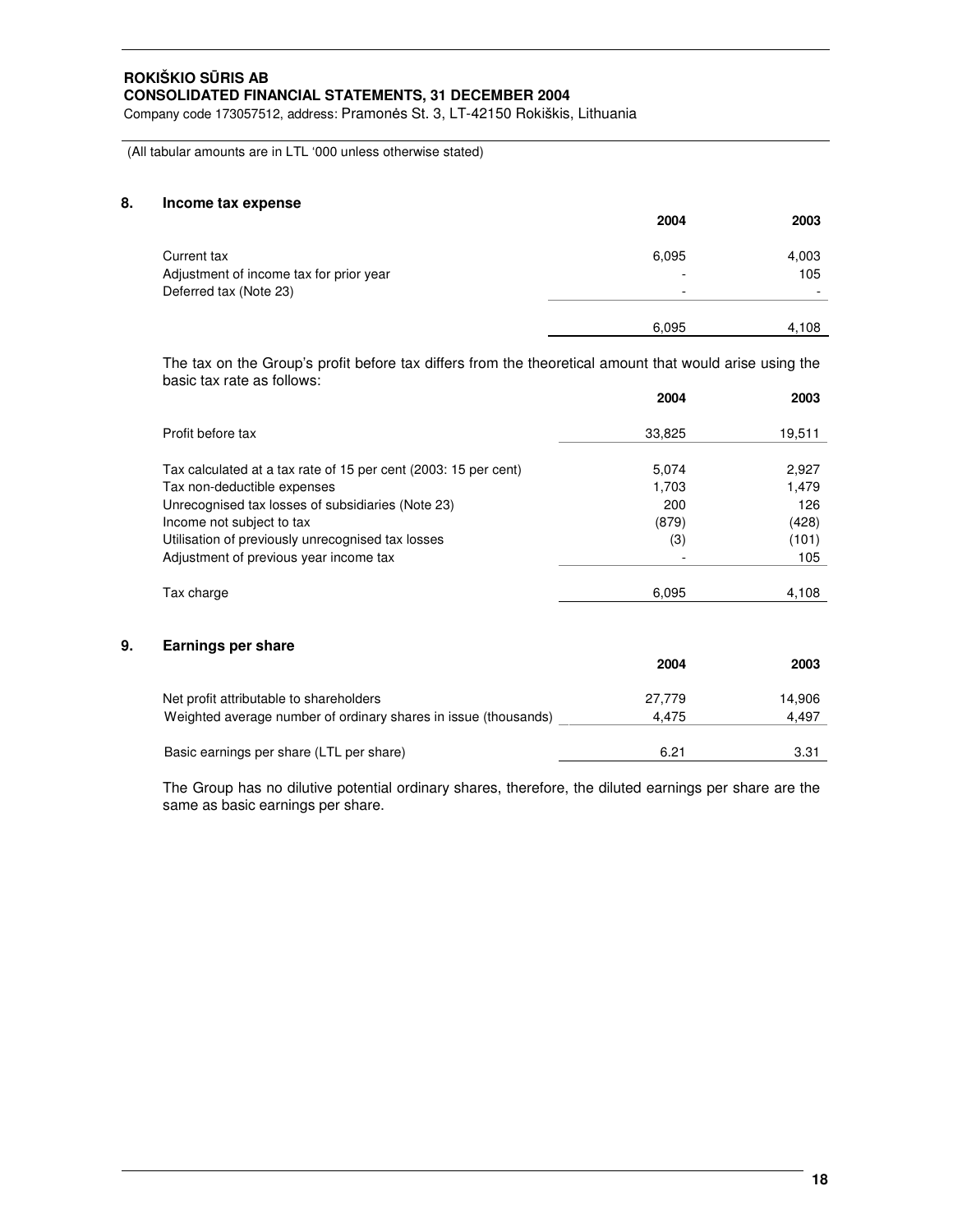**ROKIŠKIO SŪRIS AB**
**CONSOLIDATED FINANCIAL STATEMENTS, 31 DECEMBER 2004**
Company code 173057512, address: Pramonės St. 3, LT-42150 Rokiškis, Lithuania

(All tabular amounts are in LTL '000 unless otherwise stated)

## 8. Income tax expense

| | 2004 | 2003 |
|---|---|---|
| Current tax | 6,095 | 4,003 |
| Adjustment of income tax for prior year | - | 105 |
| Deferred tax (Note 23) | - | - |
| | 6,095 | 4,108 |

The tax on the Group's profit before tax differs from the theoretical amount that would arise using the basic tax rate as follows:

| | 2004 | 2003 |
|---|---|---|
| Profit before tax | 33,825 | 19,511 |
| Tax calculated at a tax rate of 15 per cent (2003: 15 per cent) | 5,074 | 2,927 |
| Tax non-deductible expenses | 1,703 | 1,479 |
| Unrecognised tax losses of subsidiaries (Note 23) | 200 | 126 |
| Income not subject to tax | (879) | (428) |
| Utilisation of previously unrecognised tax losses | (3) | (101) |
| Adjustment of previous year income tax | - | 105 |
| Tax charge | 6,095 | 4,108 |

## 9. Earnings per share

| | 2004 | 2003 |
|---|---|---|
| Net profit attributable to shareholders | 27,779 | 14,906 |
| Weighted average number of ordinary shares in issue (thousands) | 4,475 | 4,497 |
| Basic earnings per share (LTL per share) | 6.21 | 3.31 |

The Group has no dilutive potential ordinary shares, therefore, the diluted earnings per share are the same as basic earnings per share.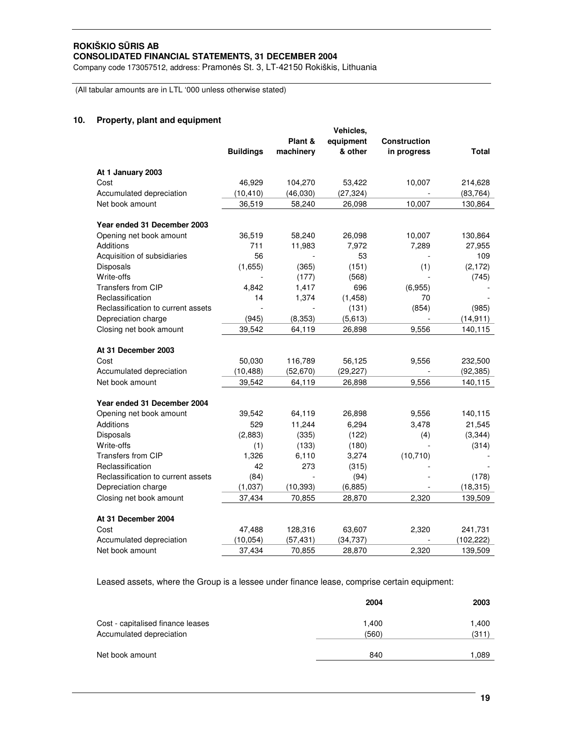ROKIŠKIO SŪRIS AB
**CONSOLIDATED FINANCIAL STATEMENTS, 31 DECEMBER 2004**
Company code 173057512, address: Pramonės St. 3, LT-42150 Rokiškis, Lithuania

(All tabular amounts are in LTL '000 unless otherwise stated)

## 10. Property, plant and equipment

| | Buildings | Plant & machinery | Vehicles, equipment & other | Construction in progress | Total |
|---|---|---|---|---|---|
| **At 1 January 2003** | | | | | |
| Cost | 46,929 | 104,270 | 53,422 | 10,007 | 214,628 |
| Accumulated depreciation | (10,410) | (46,030) | (27,324) | - | (83,764) |
| Net book amount | 36,519 | 58,240 | 26,098 | 10,007 | 130,864 |
| **Year ended 31 December 2003** | | | | | |
| Opening net book amount | 36,519 | 58,240 | 26,098 | 10,007 | 130,864 |
| Additions | 711 | 11,983 | 7,972 | 7,289 | 27,955 |
| Acquisition of subsidiaries | 56 | - | 53 | - | 109 |
| Disposals | (1,655) | (365) | (151) | (1) | (2,172) |
| Write-offs | - | (177) | (568) | - | (745) |
| Transfers from CIP | 4,842 | 1,417 | 696 | (6,955) | - |
| Reclassification | 14 | 1,374 | (1,458) | 70 | - |
| Reclassification to current assets | - | - | (131) | (854) | (985) |
| Depreciation charge | (945) | (8,353) | (5,613) | - | (14,911) |
| Closing net book amount | 39,542 | 64,119 | 26,898 | 9,556 | 140,115 |
| **At 31 December 2003** | | | | | |
| Cost | 50,030 | 116,789 | 56,125 | 9,556 | 232,500 |
| Accumulated depreciation | (10,488) | (52,670) | (29,227) | - | (92,385) |
| Net book amount | 39,542 | 64,119 | 26,898 | 9,556 | 140,115 |
| **Year ended 31 December 2004** | | | | | |
| Opening net book amount | 39,542 | 64,119 | 26,898 | 9,556 | 140,115 |
| Additions | 529 | 11,244 | 6,294 | 3,478 | 21,545 |
| Disposals | (2,883) | (335) | (122) | (4) | (3,344) |
| Write-offs | (1) | (133) | (180) | - | (314) |
| Transfers from CIP | 1,326 | 6,110 | 3,274 | (10,710) | - |
| Reclassification | 42 | 273 | (315) | - | - |
| Reclassification to current assets | (84) | - | (94) | - | (178) |
| Depreciation charge | (1,037) | (10,393) | (6,885) | - | (18,315) |
| Closing net book amount | 37,434 | 70,855 | 28,870 | 2,320 | 139,509 |
| **At 31 December 2004** | | | | | |
| Cost | 47,488 | 128,316 | 63,607 | 2,320 | 241,731 |
| Accumulated depreciation | (10,054) | (57,431) | (34,737) | - | (102,222) |
| Net book amount | 37,434 | 70,855 | 28,870 | 2,320 | 139,509 |

Leased assets, where the Group is a lessee under finance lease, comprise certain equipment:

| | 2004 | 2003 |
|---|---|---|
| Cost - capitalised finance leases | 1,400 | 1,400 |
| Accumulated depreciation | (560) | (311) |
| Net book amount | 840 | 1,089 |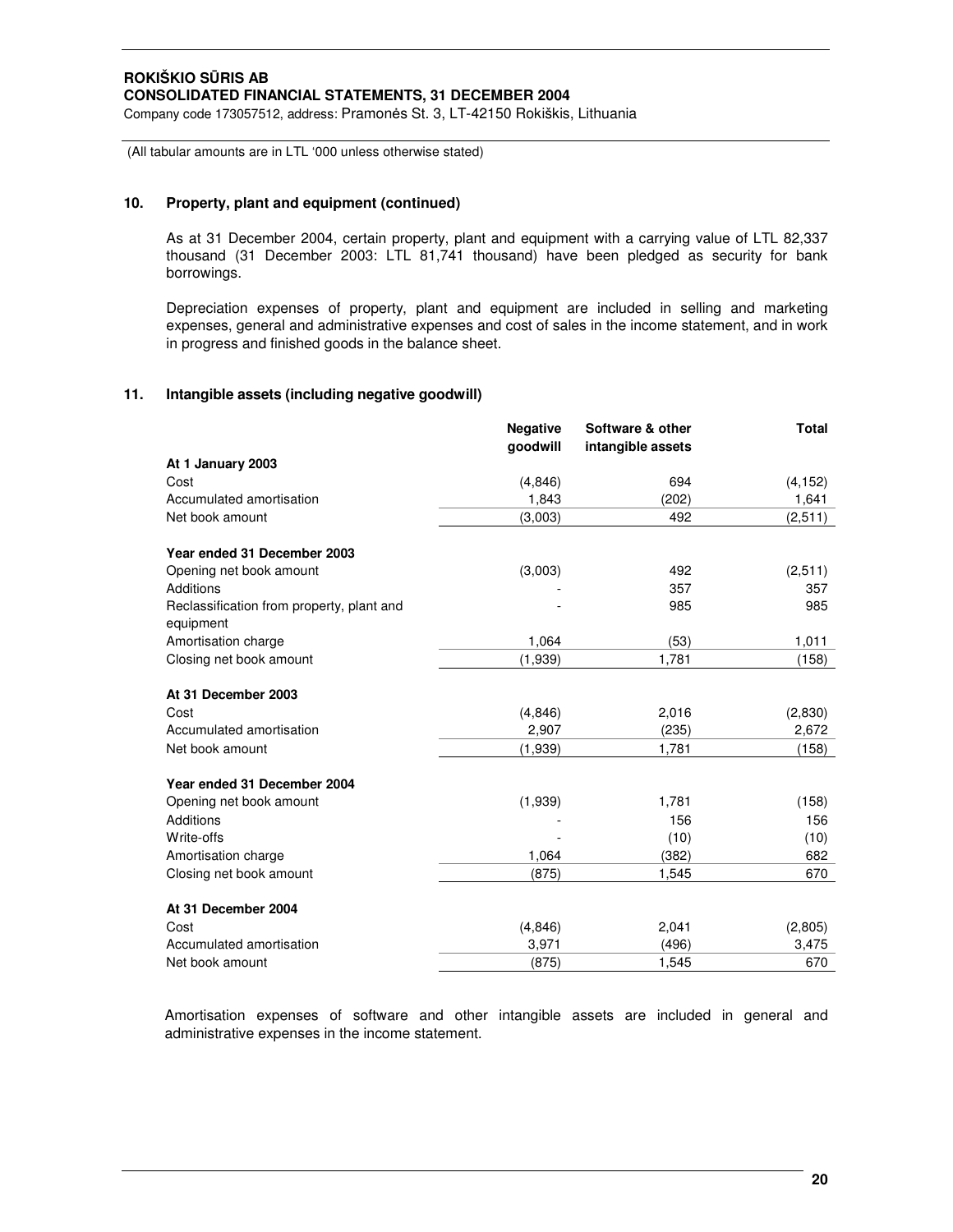(All tabular amounts are in LTL '000 unless otherwise stated)

## 10. Property, plant and equipment (continued)

As at 31 December 2004, certain property, plant and equipment with a carrying value of LTL 82,337 thousand (31 December 2003: LTL 81,741 thousand) have been pledged as security for bank borrowings.

Depreciation expenses of property, plant and equipment are included in selling and marketing expenses, general and administrative expenses and cost of sales in the income statement, and in work in progress and finished goods in the balance sheet.

## 11. Intangible assets (including negative goodwill)

| | Negative goodwill | Software & other intangible assets | Total |
|---|---|---|---|
| **At 1 January 2003** | | | |
| Cost | (4,846) | 694 | (4,152) |
| Accumulated amortisation | 1,843 | (202) | 1,641 |
| Net book amount | (3,003) | 492 | (2,511) |
| **Year ended 31 December 2003** | | | |
| Opening net book amount | (3,003) | 492 | (2,511) |
| Additions | - | 357 | 357 |
| Reclassification from property, plant and equipment | - | 985 | 985 |
| Amortisation charge | 1,064 | (53) | 1,011 |
| Closing net book amount | (1,939) | 1,781 | (158) |
| **At 31 December 2003** | | | |
| Cost | (4,846) | 2,016 | (2,830) |
| Accumulated amortisation | 2,907 | (235) | 2,672 |
| Net book amount | (1,939) | 1,781 | (158) |
| **Year ended 31 December 2004** | | | |
| Opening net book amount | (1,939) | 1,781 | (158) |
| Additions | - | 156 | 156 |
| Write-offs | - | (10) | (10) |
| Amortisation charge | 1,064 | (382) | 682 |
| Closing net book amount | (875) | 1,545 | 670 |
| **At 31 December 2004** | | | |
| Cost | (4,846) | 2,041 | (2,805) |
| Accumulated amortisation | 3,971 | (496) | 3,475 |
| Net book amount | (875) | 1,545 | 670 |

Amortisation expenses of software and other intangible assets are included in general and administrative expenses in the income statement.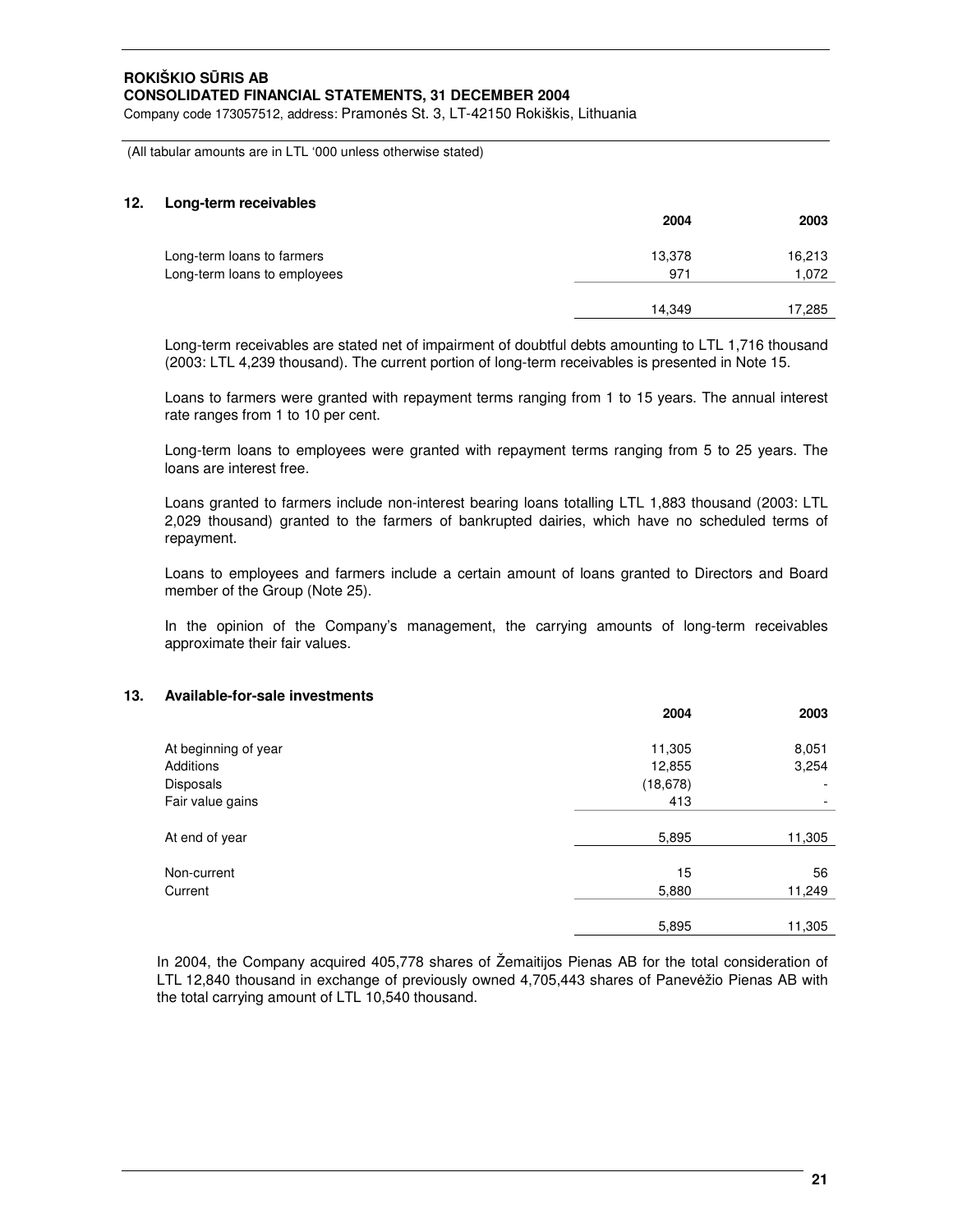(All tabular amounts are in LTL '000 unless otherwise stated)

## 12. Long-term receivables

| | 2004 | 2003 |
|---|---|---|
| Long-term loans to farmers | 13,378 | 16,213 |
| Long-term loans to employees | 971 | 1,072 |
| | 14,349 | 17,285 |

Long-term receivables are stated net of impairment of doubtful debts amounting to LTL 1,716 thousand (2003: LTL 4,239 thousand). The current portion of long-term receivables is presented in Note 15.

Loans to farmers were granted with repayment terms ranging from 1 to 15 years. The annual interest rate ranges from 1 to 10 per cent.

Long-term loans to employees were granted with repayment terms ranging from 5 to 25 years. The loans are interest free.

Loans granted to farmers include non-interest bearing loans totalling LTL 1,883 thousand (2003: LTL 2,029 thousand) granted to the farmers of bankrupted dairies, which have no scheduled terms of repayment.

Loans to employees and farmers include a certain amount of loans granted to Directors and Board member of the Group (Note 25).

In the opinion of the Company's management, the carrying amounts of long-term receivables approximate their fair values.

## 13. Available-for-sale investments

| | 2004 | 2003 |
|---|---|---|
| At beginning of year | 11,305 | 8,051 |
| Additions | 12,855 | 3,254 |
| Disposals | (18,678) | - |
| Fair value gains | 413 | - |
| At end of year | 5,895 | 11,305 |
| Non-current | 15 | 56 |
| Current | 5,880 | 11,249 |
| | 5,895 | 11,305 |

In 2004, the Company acquired 405,778 shares of Žemaitijos Pienas AB for the total consideration of LTL 12,840 thousand in exchange of previously owned 4,705,443 shares of Panevėžio Pienas AB with the total carrying amount of LTL 10,540 thousand.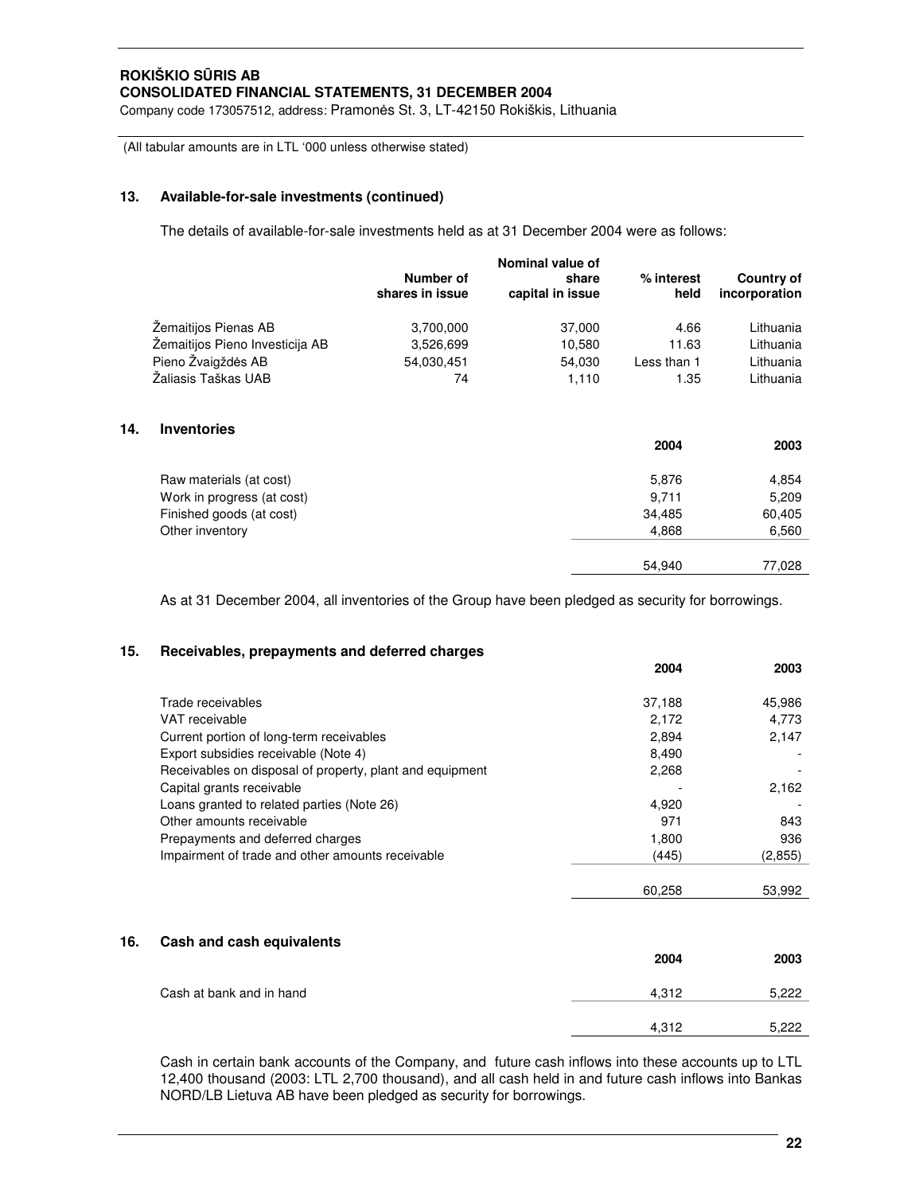(All tabular amounts are in LTL '000 unless otherwise stated)

## 13. Available-for-sale investments (continued)

The details of available-for-sale investments held as at 31 December 2004 were as follows:

| | Number of shares in issue | Nominal value of share capital in issue | % interest held | Country of incorporation |
|---|---|---|---|---|
| Žemaitijos Pienas AB | 3,700,000 | 37,000 | 4.66 | Lithuania |
| Žemaitijos Pieno Investicija AB | 3,526,699 | 10,580 | 11.63 | Lithuania |
| Pieno Žvaigždės AB | 54,030,451 | 54,030 | Less than 1 | Lithuania |
| Žaliasis Taškas UAB | 74 | 1,110 | 1.35 | Lithuania |

## 14. Inventories

| | 2004 | 2003 |
|---|---|---|
| Raw materials (at cost) | 5,876 | 4,854 |
| Work in progress (at cost) | 9,711 | 5,209 |
| Finished goods (at cost) | 34,485 | 60,405 |
| Other inventory | 4,868 | 6,560 |
| | 54,940 | 77,028 |

As at 31 December 2004, all inventories of the Group have been pledged as security for borrowings.

## 15. Receivables, prepayments and deferred charges

| | 2004 | 2003 |
|---|---|---|
| Trade receivables | 37,188 | 45,986 |
| VAT receivable | 2,172 | 4,773 |
| Current portion of long-term receivables | 2,894 | 2,147 |
| Export subsidies receivable (Note 4) | 8,490 | - |
| Receivables on disposal of property, plant and equipment | 2,268 | - |
| Capital grants receivable | - | 2,162 |
| Loans granted to related parties (Note 26) | 4,920 | - |
| Other amounts receivable | 971 | 843 |
| Prepayments and deferred charges | 1,800 | 936 |
| Impairment of trade and other amounts receivable | (445) | (2,855) |
| | 60,258 | 53,992 |

## 16. Cash and cash equivalents

| | 2004 | 2003 |
|---|---|---|
| Cash at bank and in hand | 4,312 | 5,222 |
| | 4,312 | 5,222 |

Cash in certain bank accounts of the Company, and future cash inflows into these accounts up to LTL 12,400 thousand (2003: LTL 2,700 thousand), and all cash held in and future cash inflows into Bankas NORD/LB Lietuva AB have been pledged as security for borrowings.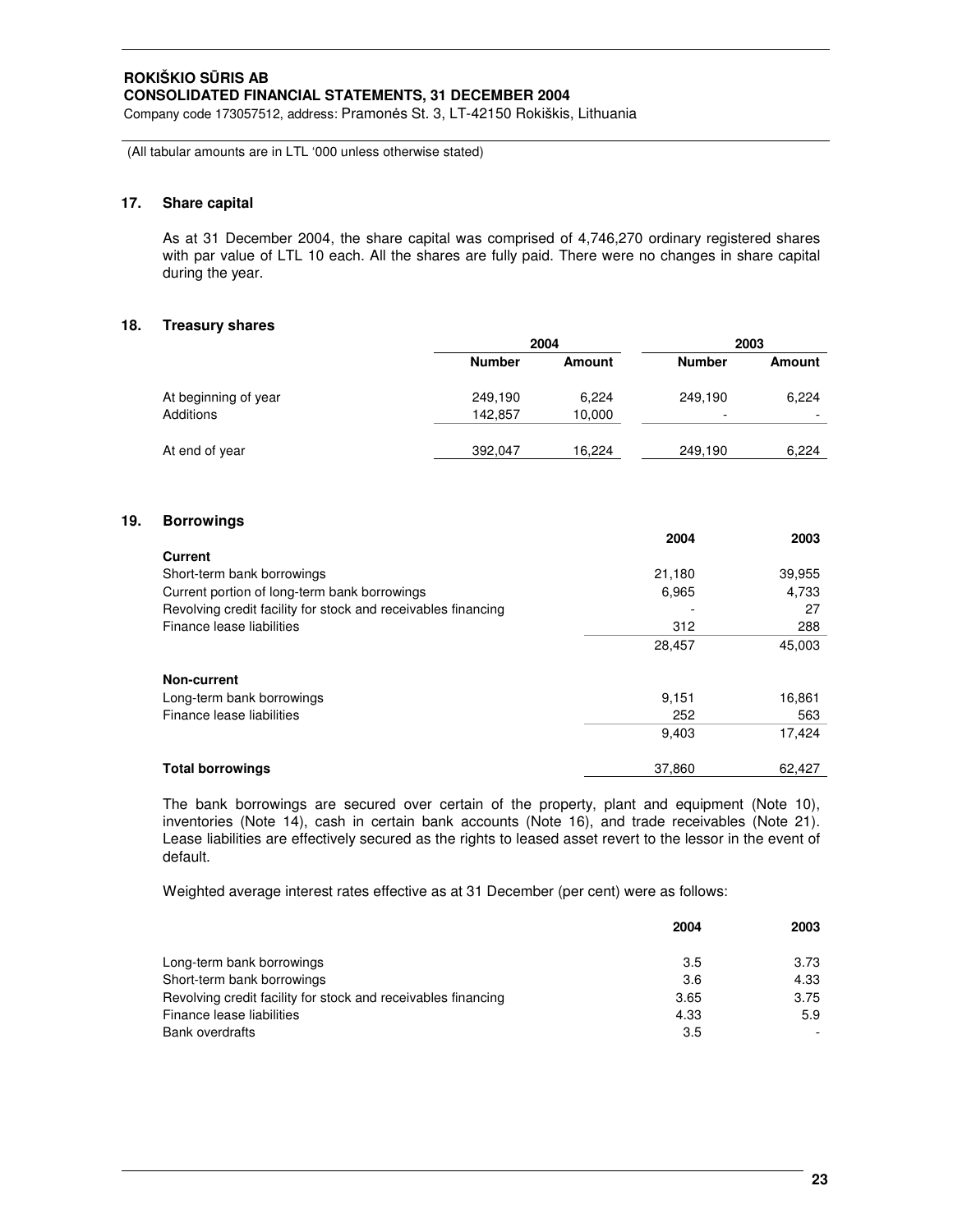(All tabular amounts are in LTL '000 unless otherwise stated)

## 17. Share capital

As at 31 December 2004, the share capital was comprised of 4,746,270 ordinary registered shares with par value of LTL 10 each. All the shares are fully paid. There were no changes in share capital during the year.

## 18. Treasury shares

| | 2004 | | 2003 | |
|---|---|---|---|---|
| | **Number** | **Amount** | **Number** | **Amount** |
| At beginning of year | 249,190 | 6,224 | 249,190 | 6,224 |
| Additions | 142,857 | 10,000 | - | - |
| At end of year | 392,047 | 16,224 | 249,190 | 6,224 |

## 19. Borrowings

| | 2004 | 2003 |
|---|---|---|
| **Current** | | |
| Short-term bank borrowings | 21,180 | 39,955 |
| Current portion of long-term bank borrowings | 6,965 | 4,733 |
| Revolving credit facility for stock and receivables financing | - | 27 |
| Finance lease liabilities | 312 | 288 |
| | 28,457 | 45,003 |
| **Non-current** | | |
| Long-term bank borrowings | 9,151 | 16,861 |
| Finance lease liabilities | 252 | 563 |
| | 9,403 | 17,424 |
| **Total borrowings** | 37,860 | 62,427 |

The bank borrowings are secured over certain of the property, plant and equipment (Note 10), inventories (Note 14), cash in certain bank accounts (Note 16), and trade receivables (Note 21). Lease liabilities are effectively secured as the rights to leased asset revert to the lessor in the event of default.

Weighted average interest rates effective as at 31 December (per cent) were as follows:

| | 2004 | 2003 |
|---|---|---|
| Long-term bank borrowings | 3.5 | 3.73 |
| Short-term bank borrowings | 3.6 | 4.33 |
| Revolving credit facility for stock and receivables financing | 3.65 | 3.75 |
| Finance lease liabilities | 4.33 | 5.9 |
| Bank overdrafts | 3.5 | - |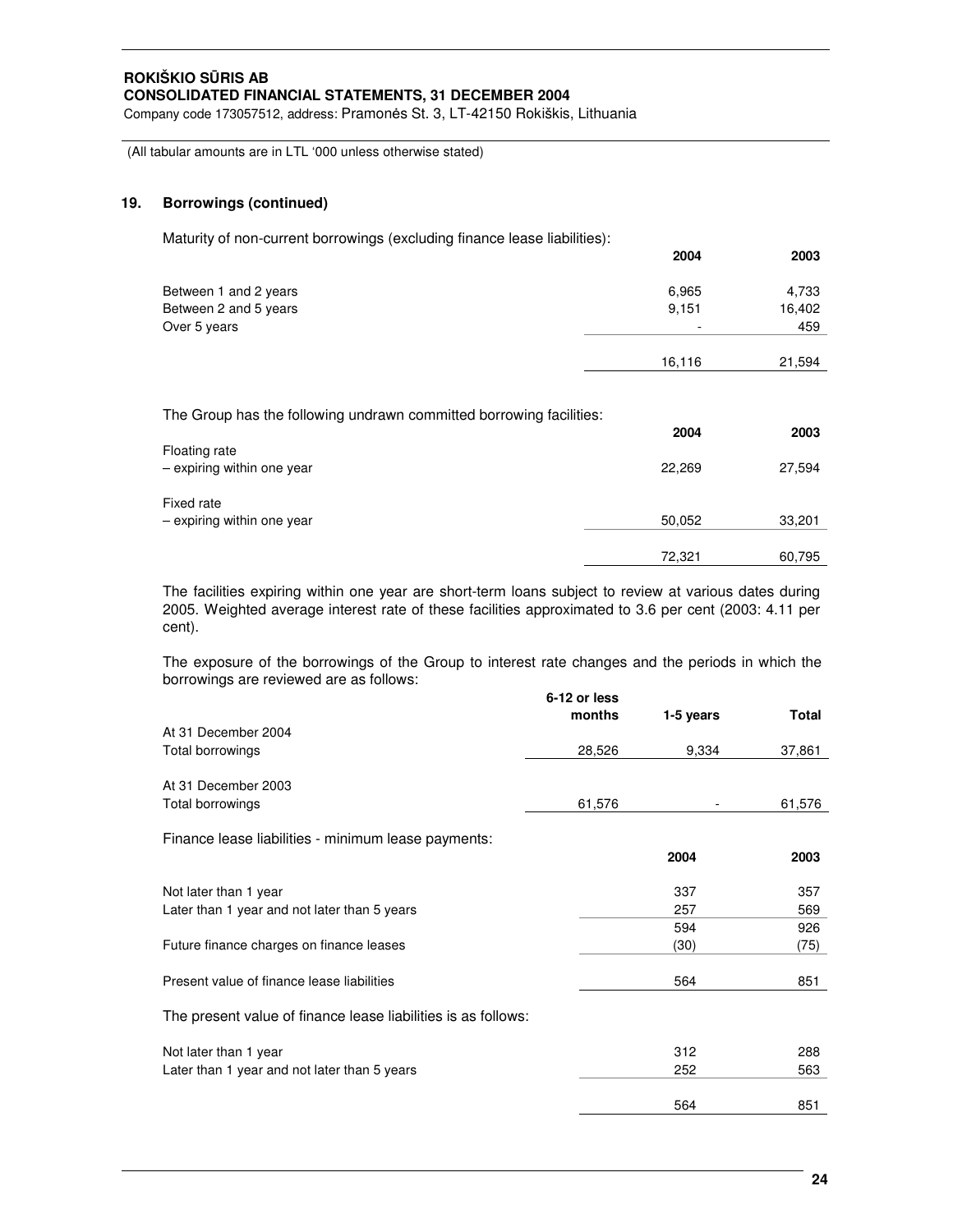(All tabular amounts are in LTL '000 unless otherwise stated)

## 19. Borrowings (continued)

Maturity of non-current borrowings (excluding finance lease liabilities):

| | 2004 | 2003 |
|---|---|---|
| Between 1 and 2 years | 6,965 | 4,733 |
| Between 2 and 5 years | 9,151 | 16,402 |
| Over 5 years | - | 459 |
| | 16,116 | 21,594 |

The Group has the following undrawn committed borrowing facilities:

| | 2004 | 2003 |
|---|---|---|
| Floating rate | | |
| – expiring within one year | 22,269 | 27,594 |
| Fixed rate | | |
| – expiring within one year | 50,052 | 33,201 |
| | 72,321 | 60,795 |

The facilities expiring within one year are short-term loans subject to review at various dates during 2005. Weighted average interest rate of these facilities approximated to 3.6 per cent (2003: 4.11 per cent).

The exposure of the borrowings of the Group to interest rate changes and the periods in which the borrowings are reviewed are as follows:

| | 6-12 or less months | 1-5 years | Total |
|---|---|---|---|
| At 31 December 2004 | | | |
| Total borrowings | 28,526 | 9,334 | 37,861 |
| At 31 December 2003 | | | |
| Total borrowings | 61,576 | - | 61,576 |

Finance lease liabilities - minimum lease payments:

| | 2004 | 2003 |
|---|---|---|
| Not later than 1 year | 337 | 357 |
| Later than 1 year and not later than 5 years | 257 | 569 |
| | 594 | 926 |
| Future finance charges on finance leases | (30) | (75) |
| Present value of finance lease liabilities | 564 | 851 |

The present value of finance lease liabilities is as follows:

| | 2004 | 2003 |
|---|---|---|
| Not later than 1 year | 312 | 288 |
| Later than 1 year and not later than 5 years | 252 | 563 |
| | 564 | 851 |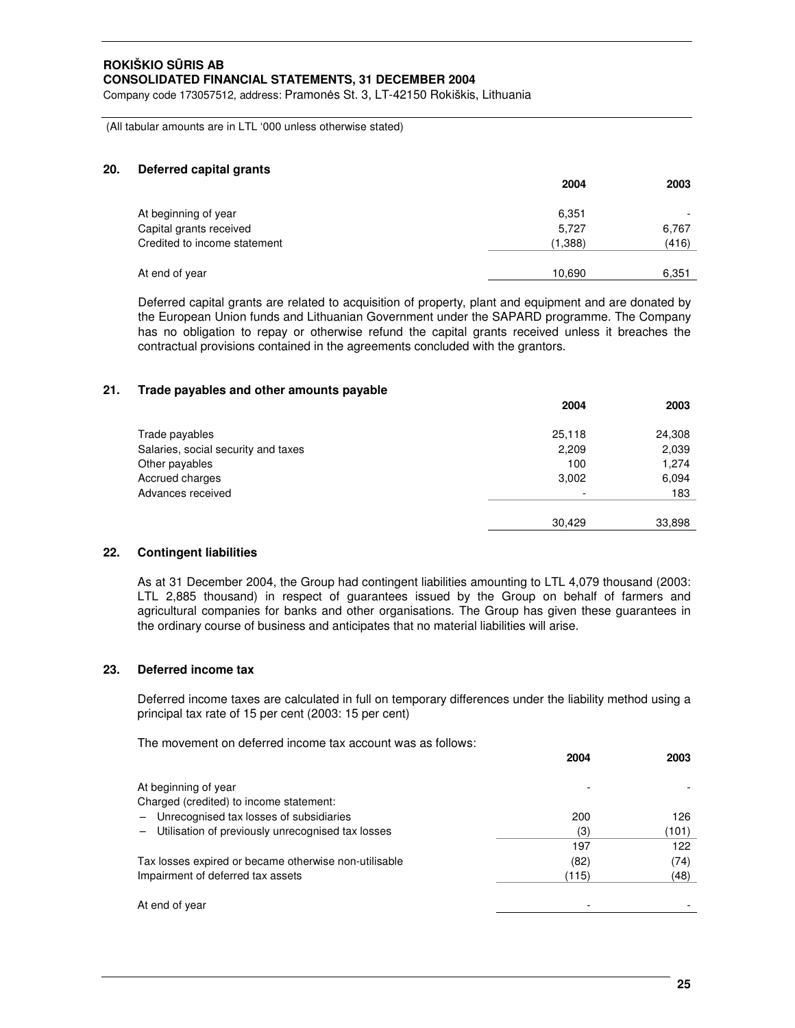(All tabular amounts are in LTL '000 unless otherwise stated)

## 20. Deferred capital grants

| | 2004 | 2003 |
|---|---|---|
| At beginning of year | 6,351 | - |
| Capital grants received | 5,727 | 6,767 |
| Credited to income statement | (1,388) | (416) |
| At end of year | 10,690 | 6,351 |

Deferred capital grants are related to acquisition of property, plant and equipment and are donated by the European Union funds and Lithuanian Government under the SAPARD programme. The Company has no obligation to repay or otherwise refund the capital grants received unless it breaches the contractual provisions contained in the agreements concluded with the grantors.

## 21. Trade payables and other amounts payable

| | 2004 | 2003 |
|---|---|---|
| Trade payables | 25,118 | 24,308 |
| Salaries, social security and taxes | 2,209 | 2,039 |
| Other payables | 100 | 1,274 |
| Accrued charges | 3,002 | 6,094 |
| Advances received | - | 183 |
| | 30,429 | 33,898 |

## 22. Contingent liabilities

As at 31 December 2004, the Group had contingent liabilities amounting to LTL 4,079 thousand (2003: LTL 2,885 thousand) in respect of guarantees issued by the Group on behalf of farmers and agricultural companies for banks and other organisations. The Group has given these guarantees in the ordinary course of business and anticipates that no material liabilities will arise.

## 23. Deferred income tax

Deferred income taxes are calculated in full on temporary differences under the liability method using a principal tax rate of 15 per cent (2003: 15 per cent)

The movement on deferred income tax account was as follows:

| | 2004 | 2003 |
|---|---|---|
| At beginning of year | - | - |
| Charged (credited) to income statement: | | |
| – Unrecognised tax losses of subsidiaries | 200 | 126 |
| – Utilisation of previously unrecognised tax losses | (3) | (101) |
| | 197 | 122 |
| Tax losses expired or became otherwise non-utilisable | (82) | (74) |
| Impairment of deferred tax assets | (115) | (48) |
| At end of year | - | - |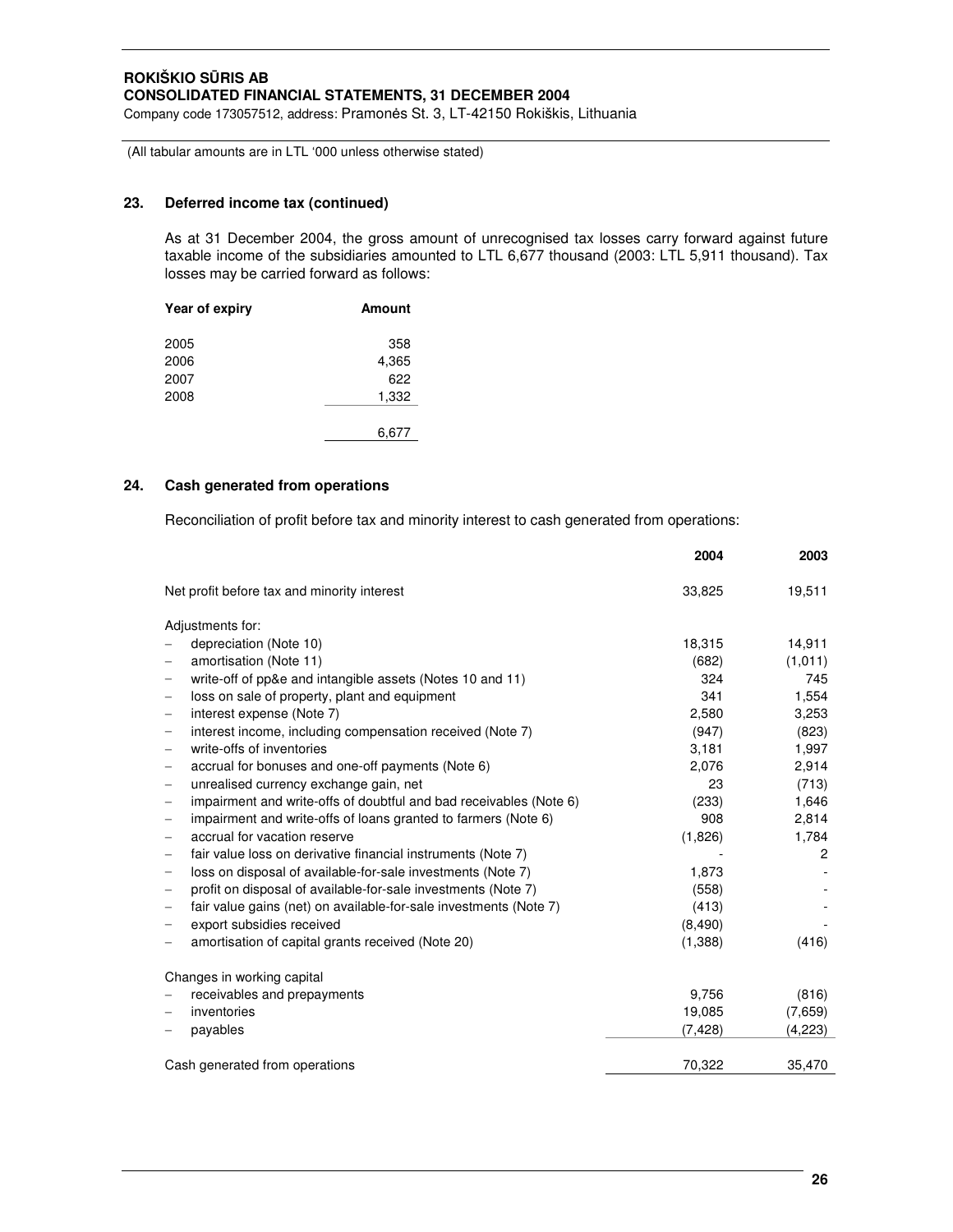(All tabular amounts are in LTL '000 unless otherwise stated)

## 23. Deferred income tax (continued)

As at 31 December 2004, the gross amount of unrecognised tax losses carry forward against future taxable income of the subsidiaries amounted to LTL 6,677 thousand (2003: LTL 5,911 thousand). Tax losses may be carried forward as follows:

| Year of expiry | Amount |
|---|---|
| 2005 | 358 |
| 2006 | 4,365 |
| 2007 | 622 |
| 2008 | 1,332 |
| | 6,677 |

## 24. Cash generated from operations

Reconciliation of profit before tax and minority interest to cash generated from operations:

| | 2004 | 2003 |
|---|---|---|
| Net profit before tax and minority interest | 33,825 | 19,511 |
| Adjustments for: | | |
| – depreciation (Note 10) | 18,315 | 14,911 |
| – amortisation (Note 11) | (682) | (1,011) |
| – write-off of pp&e and intangible assets (Notes 10 and 11) | 324 | 745 |
| – loss on sale of property, plant and equipment | 341 | 1,554 |
| – interest expense (Note 7) | 2,580 | 3,253 |
| – interest income, including compensation received (Note 7) | (947) | (823) |
| – write-offs of inventories | 3,181 | 1,997 |
| – accrual for bonuses and one-off payments (Note 6) | 2,076 | 2,914 |
| – unrealised currency exchange gain, net | 23 | (713) |
| – impairment and write-offs of doubtful and bad receivables (Note 6) | (233) | 1,646 |
| – impairment and write-offs of loans granted to farmers (Note 6) | 908 | 2,814 |
| – accrual for vacation reserve | (1,826) | 1,784 |
| – fair value loss on derivative financial instruments (Note 7) | - | 2 |
| – loss on disposal of available-for-sale investments (Note 7) | 1,873 | - |
| – profit on disposal of available-for-sale investments (Note 7) | (558) | - |
| – fair value gains (net) on available-for-sale investments (Note 7) | (413) | - |
| – export subsidies received | (8,490) | - |
| – amortisation of capital grants received (Note 20) | (1,388) | (416) |
| Changes in working capital | | |
| – receivables and prepayments | 9,756 | (816) |
| – inventories | 19,085 | (7,659) |
| – payables | (7,428) | (4,223) |
| Cash generated from operations | 70,322 | 35,470 |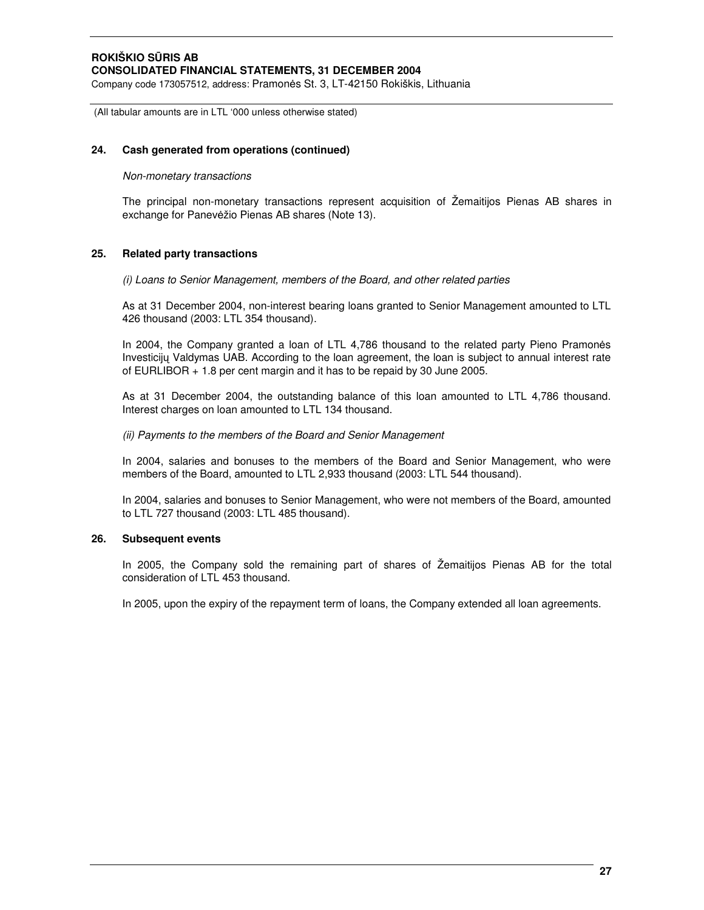(All tabular amounts are in LTL '000 unless otherwise stated)

### 24. Cash generated from operations (continued)

*Non-monetary transactions*

The principal non-monetary transactions represent acquisition of Žemaitijos Pienas AB shares in exchange for Panevėžio Pienas AB shares (Note 13).

### 25. Related party transactions

*(i) Loans to Senior Management, members of the Board, and other related parties*

As at 31 December 2004, non-interest bearing loans granted to Senior Management amounted to LTL 426 thousand (2003: LTL 354 thousand).

In 2004, the Company granted a loan of LTL 4,786 thousand to the related party Pieno Pramonės Investicijų Valdymas UAB. According to the loan agreement, the loan is subject to annual interest rate of EURLIBOR + 1.8 per cent margin and it has to be repaid by 30 June 2005.

As at 31 December 2004, the outstanding balance of this loan amounted to LTL 4,786 thousand. Interest charges on loan amounted to LTL 134 thousand.

*(ii) Payments to the members of the Board and Senior Management*

In 2004, salaries and bonuses to the members of the Board and Senior Management, who were members of the Board, amounted to LTL 2,933 thousand (2003: LTL 544 thousand).

In 2004, salaries and bonuses to Senior Management, who were not members of the Board, amounted to LTL 727 thousand (2003: LTL 485 thousand).

### 26. Subsequent events

In 2005, the Company sold the remaining part of shares of Žemaitijos Pienas AB for the total consideration of LTL 453 thousand.

In 2005, upon the expiry of the repayment term of loans, the Company extended all loan agreements.